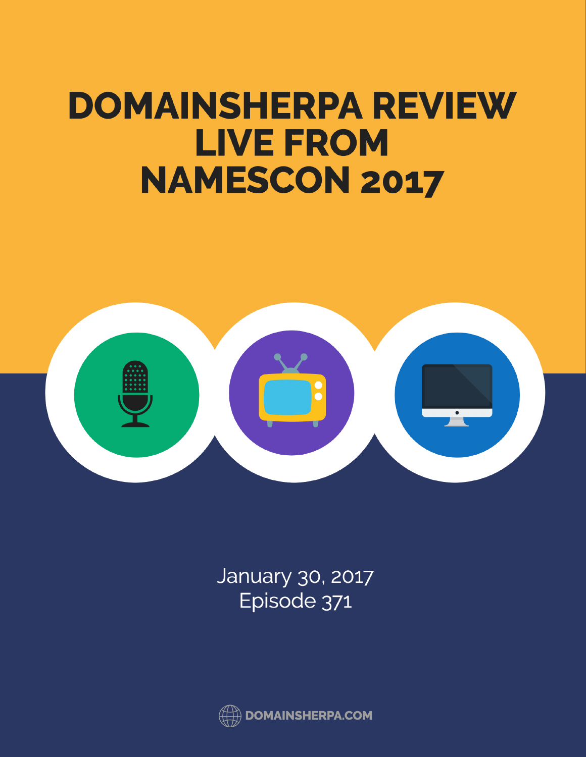# DOMAINSHERPA REVIEW LIVE FROM NAMESCON 2017

January 30, 2017
Episode 371

DOMAINSHERPA.COM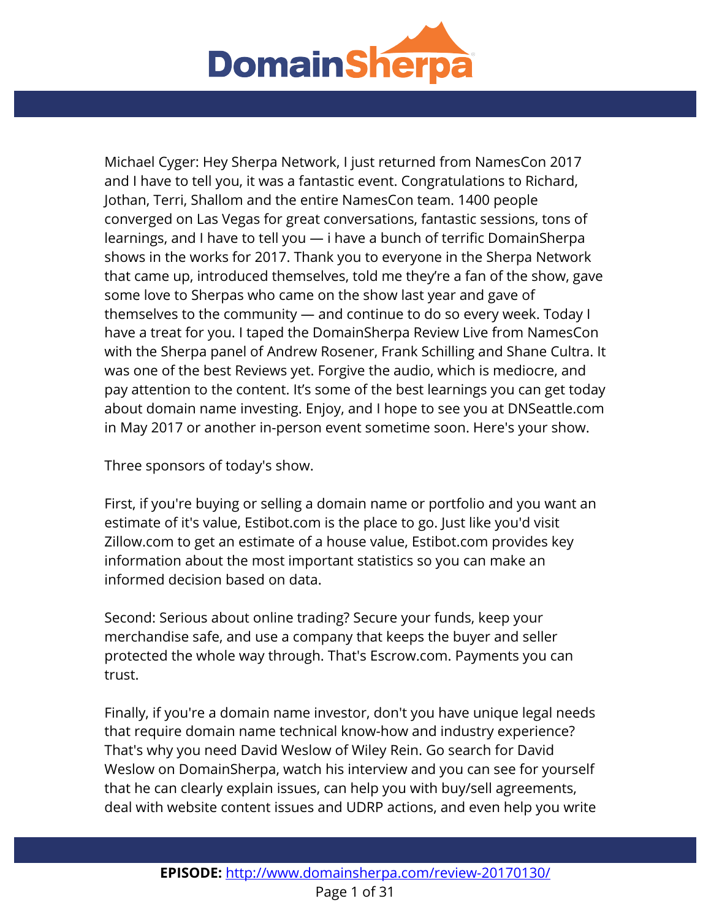Michael Cyger: Hey Sherpa Network, I just returned from NamesCon 2017 and I have to tell you, it was a fantastic event. Congratulations to Richard, Jothan, Terri, Shallom and the entire NamesCon team. 1400 people converged on Las Vegas for great conversations, fantastic sessions, tons of learnings, and I have to tell you — i have a bunch of terrific DomainSherpa shows in the works for 2017. Thank you to everyone in the Sherpa Network that came up, introduced themselves, told me they're a fan of the show, gave some love to Sherpas who came on the show last year and gave of themselves to the community — and continue to do so every week. Today I have a treat for you. I taped the DomainSherpa Review Live from NamesCon with the Sherpa panel of Andrew Rosener, Frank Schilling and Shane Cultra. It was one of the best Reviews yet. Forgive the audio, which is mediocre, and pay attention to the content. It's some of the best learnings you can get today about domain name investing. Enjoy, and I hope to see you at DNSeattle.com in May 2017 or another in-person event sometime soon. Here's your show.

Three sponsors of today's show.

First, if you're buying or selling a domain name or portfolio and you want an estimate of it's value, Estibot.com is the place to go. Just like you'd visit Zillow.com to get an estimate of a house value, Estibot.com provides key information about the most important statistics so you can make an informed decision based on data.

Second: Serious about online trading? Secure your funds, keep your merchandise safe, and use a company that keeps the buyer and seller protected the whole way through. That's Escrow.com. Payments you can trust.

Finally, if you're a domain name investor, don't you have unique legal needs that require domain name technical know-how and industry experience? That's why you need David Weslow of Wiley Rein. Go search for David Weslow on DomainSherpa, watch his interview and you can see for yourself that he can clearly explain issues, can help you with buy/sell agreements, deal with website content issues and UDRP actions, and even help you write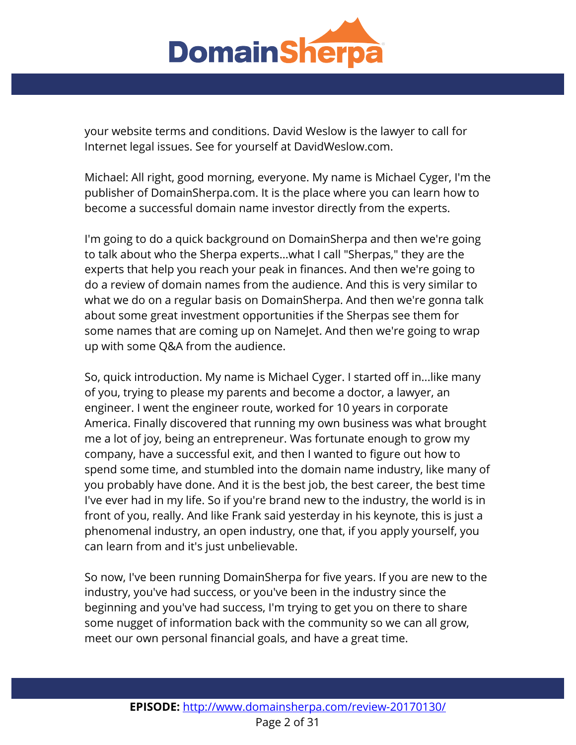your website terms and conditions. David Weslow is the lawyer to call for Internet legal issues. See for yourself at DavidWeslow.com.

Michael: All right, good morning, everyone. My name is Michael Cyger, I'm the publisher of DomainSherpa.com. It is the place where you can learn how to become a successful domain name investor directly from the experts.

I'm going to do a quick background on DomainSherpa and then we're going to talk about who the Sherpa experts...what I call "Sherpas," they are the experts that help you reach your peak in finances. And then we're going to do a review of domain names from the audience. And this is very similar to what we do on a regular basis on DomainSherpa. And then we're gonna talk about some great investment opportunities if the Sherpas see them for some names that are coming up on NameJet. And then we're going to wrap up with some Q&A from the audience.

So, quick introduction. My name is Michael Cyger. I started off in...like many of you, trying to please my parents and become a doctor, a lawyer, an engineer. I went the engineer route, worked for 10 years in corporate America. Finally discovered that running my own business was what brought me a lot of joy, being an entrepreneur. Was fortunate enough to grow my company, have a successful exit, and then I wanted to figure out how to spend some time, and stumbled into the domain name industry, like many of you probably have done. And it is the best job, the best career, the best time I've ever had in my life. So if you're brand new to the industry, the world is in front of you, really. And like Frank said yesterday in his keynote, this is just a phenomenal industry, an open industry, one that, if you apply yourself, you can learn from and it's just unbelievable.

So now, I've been running DomainSherpa for five years. If you are new to the industry, you've had success, or you've been in the industry since the beginning and you've had success, I'm trying to get you on there to share some nugget of information back with the community so we can all grow, meet our own personal financial goals, and have a great time.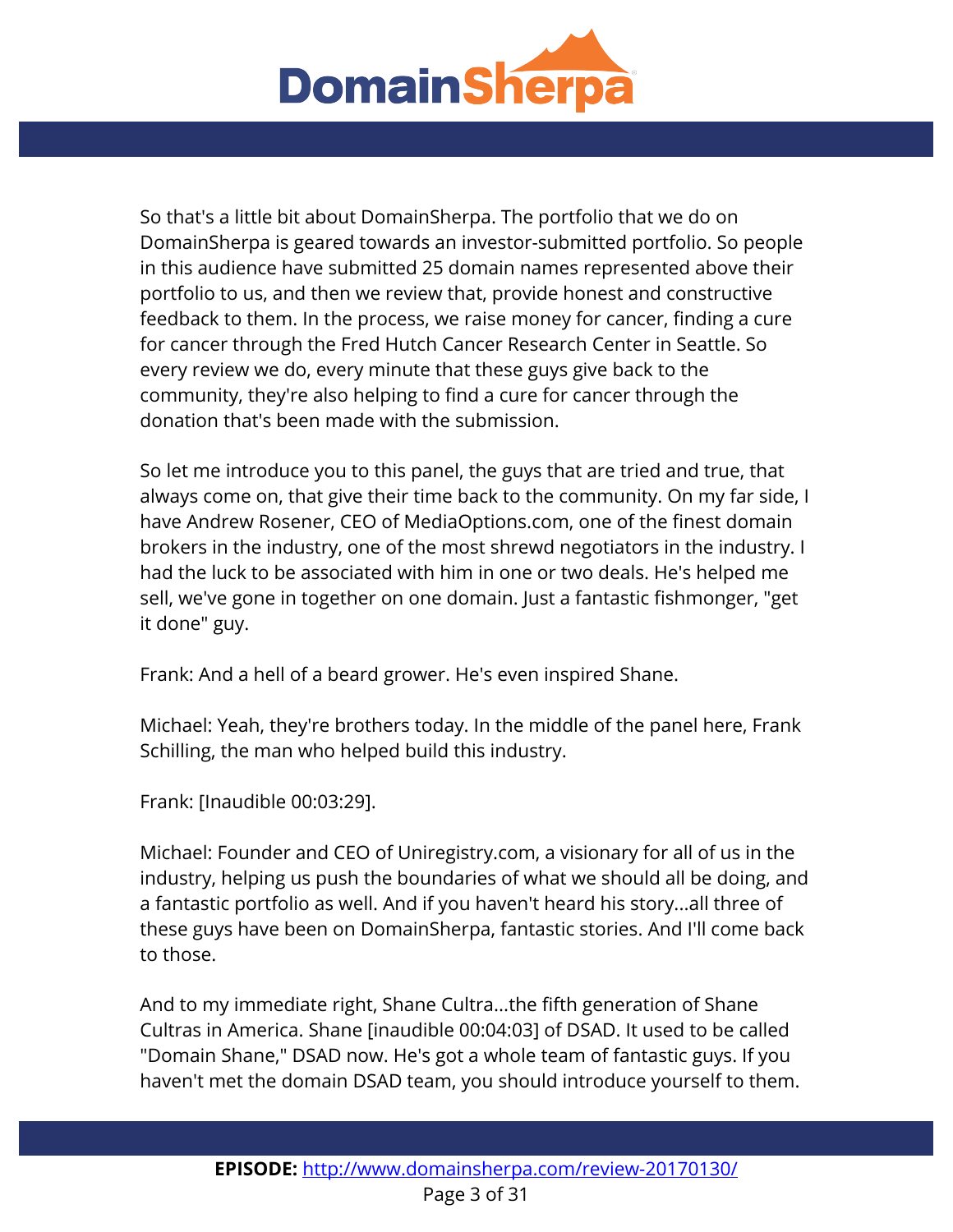So that's a little bit about DomainSherpa. The portfolio that we do on DomainSherpa is geared towards an investor-submitted portfolio. So people in this audience have submitted 25 domain names represented above their portfolio to us, and then we review that, provide honest and constructive feedback to them. In the process, we raise money for cancer, finding a cure for cancer through the Fred Hutch Cancer Research Center in Seattle. So every review we do, every minute that these guys give back to the community, they're also helping to find a cure for cancer through the donation that's been made with the submission.

So let me introduce you to this panel, the guys that are tried and true, that always come on, that give their time back to the community. On my far side, I have Andrew Rosener, CEO of MediaOptions.com, one of the finest domain brokers in the industry, one of the most shrewd negotiators in the industry. I had the luck to be associated with him in one or two deals. He's helped me sell, we've gone in together on one domain. Just a fantastic fishmonger, "get it done" guy.

Frank: And a hell of a beard grower. He's even inspired Shane.

Michael: Yeah, they're brothers today. In the middle of the panel here, Frank Schilling, the man who helped build this industry.

Frank: [Inaudible 00:03:29].

Michael: Founder and CEO of Uniregistry.com, a visionary for all of us in the industry, helping us push the boundaries of what we should all be doing, and a fantastic portfolio as well. And if you haven't heard his story...all three of these guys have been on DomainSherpa, fantastic stories. And I'll come back to those.

And to my immediate right, Shane Cultra...the fifth generation of Shane Cultras in America. Shane [inaudible 00:04:03] of DSAD. It used to be called "Domain Shane," DSAD now. He's got a whole team of fantastic guys. If you haven't met the domain DSAD team, you should introduce yourself to them.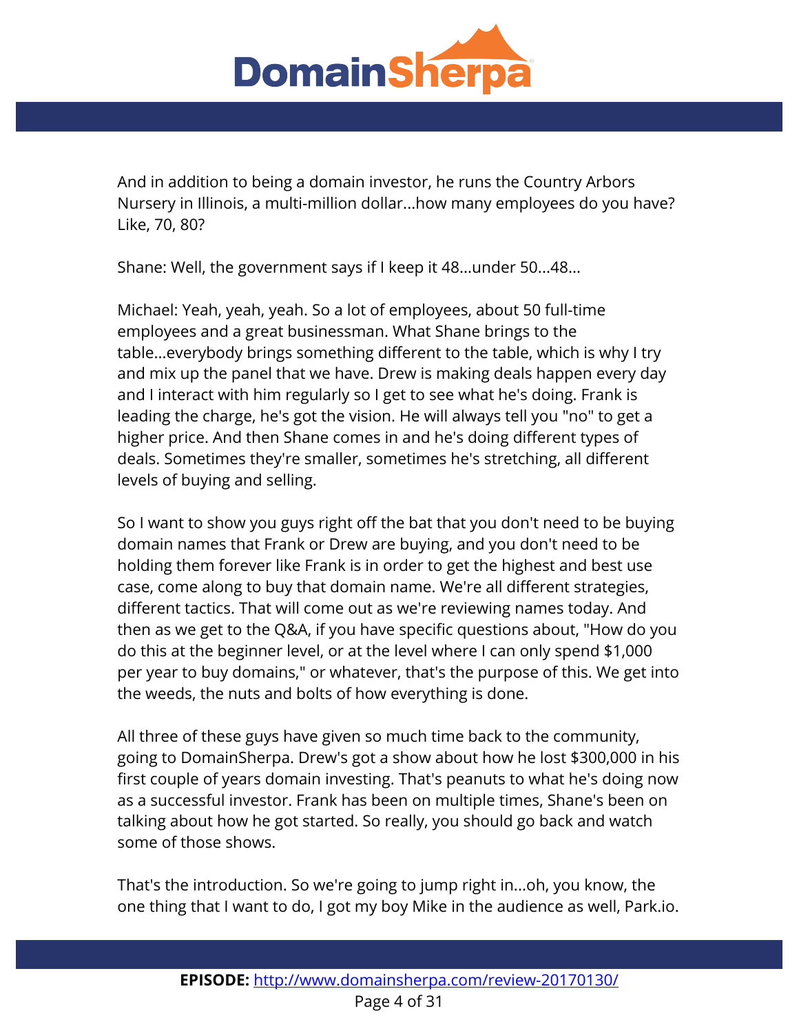And in addition to being a domain investor, he runs the Country Arbors Nursery in Illinois, a multi-million dollar...how many employees do you have? Like, 70, 80?

Shane: Well, the government says if I keep it 48...under 50...48...

Michael: Yeah, yeah, yeah. So a lot of employees, about 50 full-time employees and a great businessman. What Shane brings to the table...everybody brings something different to the table, which is why I try and mix up the panel that we have. Drew is making deals happen every day and I interact with him regularly so I get to see what he's doing. Frank is leading the charge, he's got the vision. He will always tell you "no" to get a higher price. And then Shane comes in and he's doing different types of deals. Sometimes they're smaller, sometimes he's stretching, all different levels of buying and selling.

So I want to show you guys right off the bat that you don't need to be buying domain names that Frank or Drew are buying, and you don't need to be holding them forever like Frank is in order to get the highest and best use case, come along to buy that domain name. We're all different strategies, different tactics. That will come out as we're reviewing names today. And then as we get to the Q&A, if you have specific questions about, "How do you do this at the beginner level, or at the level where I can only spend $1,000 per year to buy domains," or whatever, that's the purpose of this. We get into the weeds, the nuts and bolts of how everything is done.

All three of these guys have given so much time back to the community, going to DomainSherpa. Drew's got a show about how he lost $300,000 in his first couple of years domain investing. That's peanuts to what he's doing now as a successful investor. Frank has been on multiple times, Shane's been on talking about how he got started. So really, you should go back and watch some of those shows.

That's the introduction. So we're going to jump right in...oh, you know, the one thing that I want to do, I got my boy Mike in the audience as well, Park.io.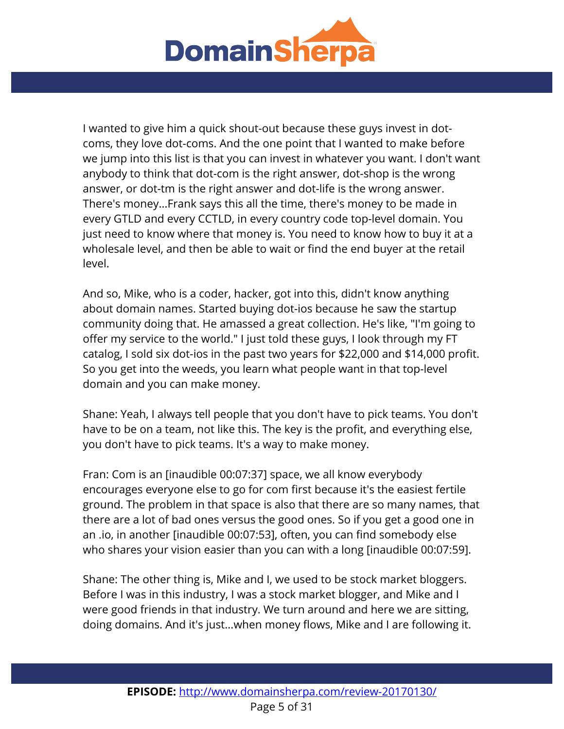I wanted to give him a quick shout-out because these guys invest in dot-coms, they love dot-coms. And the one point that I wanted to make before we jump into this list is that you can invest in whatever you want. I don't want anybody to think that dot-com is the right answer, dot-shop is the wrong answer, or dot-tm is the right answer and dot-life is the wrong answer. There's money...Frank says this all the time, there's money to be made in every GTLD and every CCTLD, in every country code top-level domain. You just need to know where that money is. You need to know how to buy it at a wholesale level, and then be able to wait or find the end buyer at the retail level.

And so, Mike, who is a coder, hacker, got into this, didn't know anything about domain names. Started buying dot-ios because he saw the startup community doing that. He amassed a great collection. He's like, "I'm going to offer my service to the world." I just told these guys, I look through my FT catalog, I sold six dot-ios in the past two years for $22,000 and $14,000 profit. So you get into the weeds, you learn what people want in that top-level domain and you can make money.

Shane: Yeah, I always tell people that you don't have to pick teams. You don't have to be on a team, not like this. The key is the profit, and everything else, you don't have to pick teams. It's a way to make money.

Fran: Com is an [inaudible 00:07:37] space, we all know everybody encourages everyone else to go for com first because it's the easiest fertile ground. The problem in that space is also that there are so many names, that there are a lot of bad ones versus the good ones. So if you get a good one in an .io, in another [inaudible 00:07:53], often, you can find somebody else who shares your vision easier than you can with a long [inaudible 00:07:59].

Shane: The other thing is, Mike and I, we used to be stock market bloggers. Before I was in this industry, I was a stock market blogger, and Mike and I were good friends in that industry. We turn around and here we are sitting, doing domains. And it's just...when money flows, Mike and I are following it.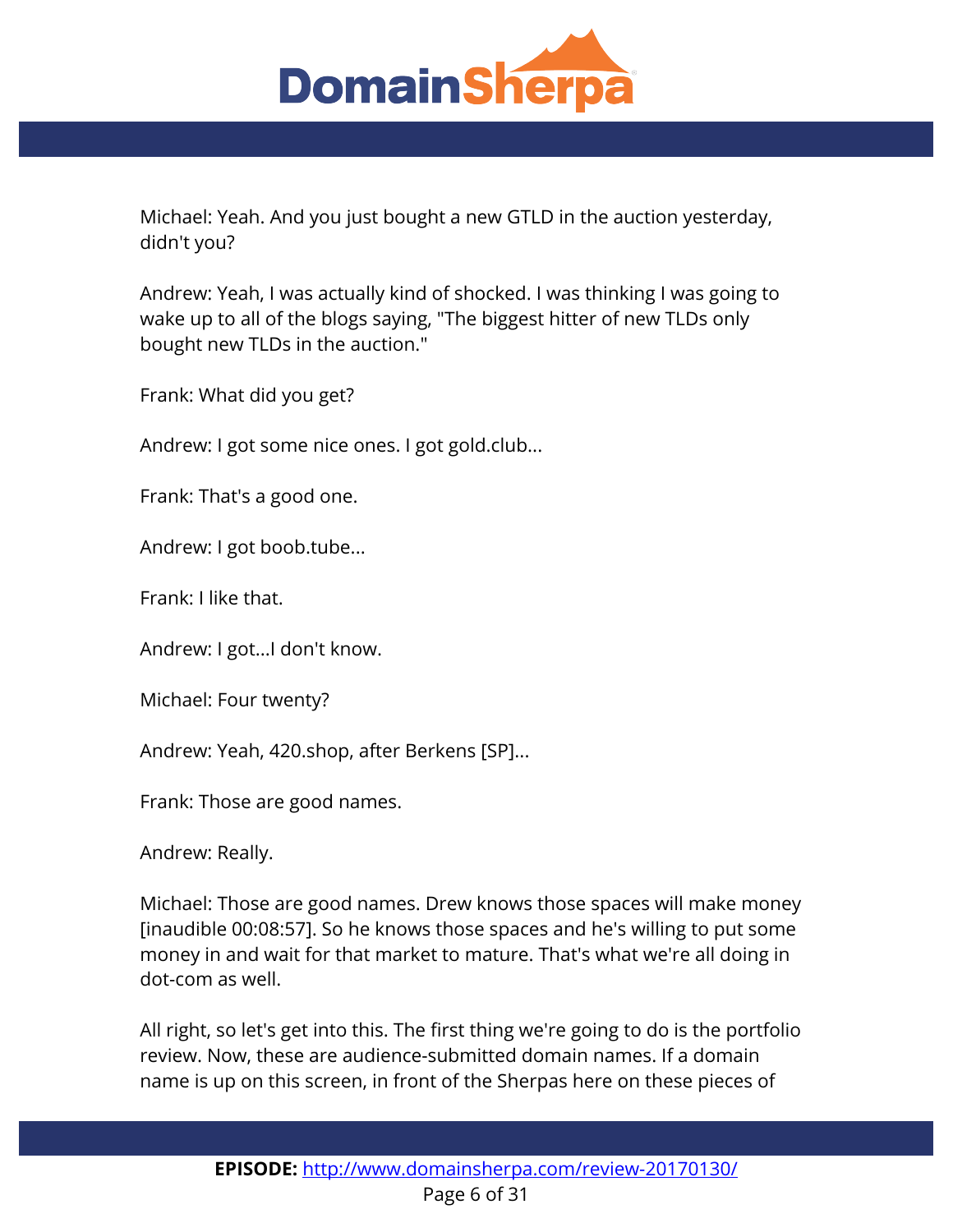Michael: Yeah. And you just bought a new GTLD in the auction yesterday, didn't you?

Andrew: Yeah, I was actually kind of shocked. I was thinking I was going to wake up to all of the blogs saying, "The biggest hitter of new TLDs only bought new TLDs in the auction."

Frank: What did you get?

Andrew: I got some nice ones. I got gold.club...

Frank: That's a good one.

Andrew: I got boob.tube...

Frank: I like that.

Andrew: I got...I don't know.

Michael: Four twenty?

Andrew: Yeah, 420.shop, after Berkens [SP]...

Frank: Those are good names.

Andrew: Really.

Michael: Those are good names. Drew knows those spaces will make money [inaudible 00:08:57]. So he knows those spaces and he's willing to put some money in and wait for that market to mature. That's what we're all doing in dot-com as well.

All right, so let's get into this. The first thing we're going to do is the portfolio review. Now, these are audience-submitted domain names. If a domain name is up on this screen, in front of the Sherpas here on these pieces of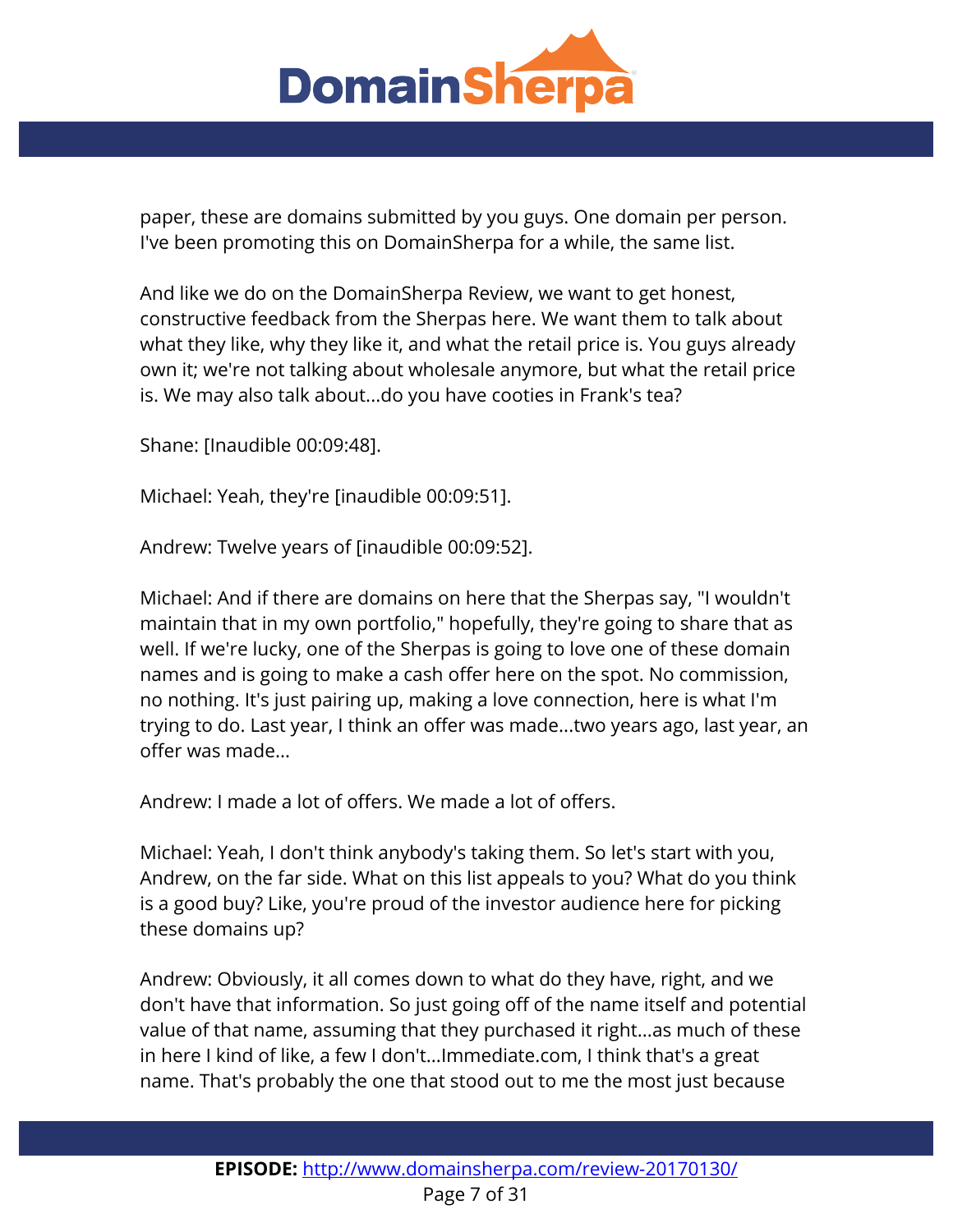paper, these are domains submitted by you guys. One domain per person. I've been promoting this on DomainSherpa for a while, the same list.

And like we do on the DomainSherpa Review, we want to get honest, constructive feedback from the Sherpas here. We want them to talk about what they like, why they like it, and what the retail price is. You guys already own it; we're not talking about wholesale anymore, but what the retail price is. We may also talk about...do you have cooties in Frank's tea?

Shane: [Inaudible 00:09:48].

Michael: Yeah, they're [inaudible 00:09:51].

Andrew: Twelve years of [inaudible 00:09:52].

Michael: And if there are domains on here that the Sherpas say, "I wouldn't maintain that in my own portfolio," hopefully, they're going to share that as well. If we're lucky, one of the Sherpas is going to love one of these domain names and is going to make a cash offer here on the spot. No commission, no nothing. It's just pairing up, making a love connection, here is what I'm trying to do. Last year, I think an offer was made...two years ago, last year, an offer was made...

Andrew: I made a lot of offers. We made a lot of offers.

Michael: Yeah, I don't think anybody's taking them. So let's start with you, Andrew, on the far side. What on this list appeals to you? What do you think is a good buy? Like, you're proud of the investor audience here for picking these domains up?

Andrew: Obviously, it all comes down to what do they have, right, and we don't have that information. So just going off of the name itself and potential value of that name, assuming that they purchased it right...as much of these in here I kind of like, a few I don't...Immediate.com, I think that's a great name. That's probably the one that stood out to me the most just because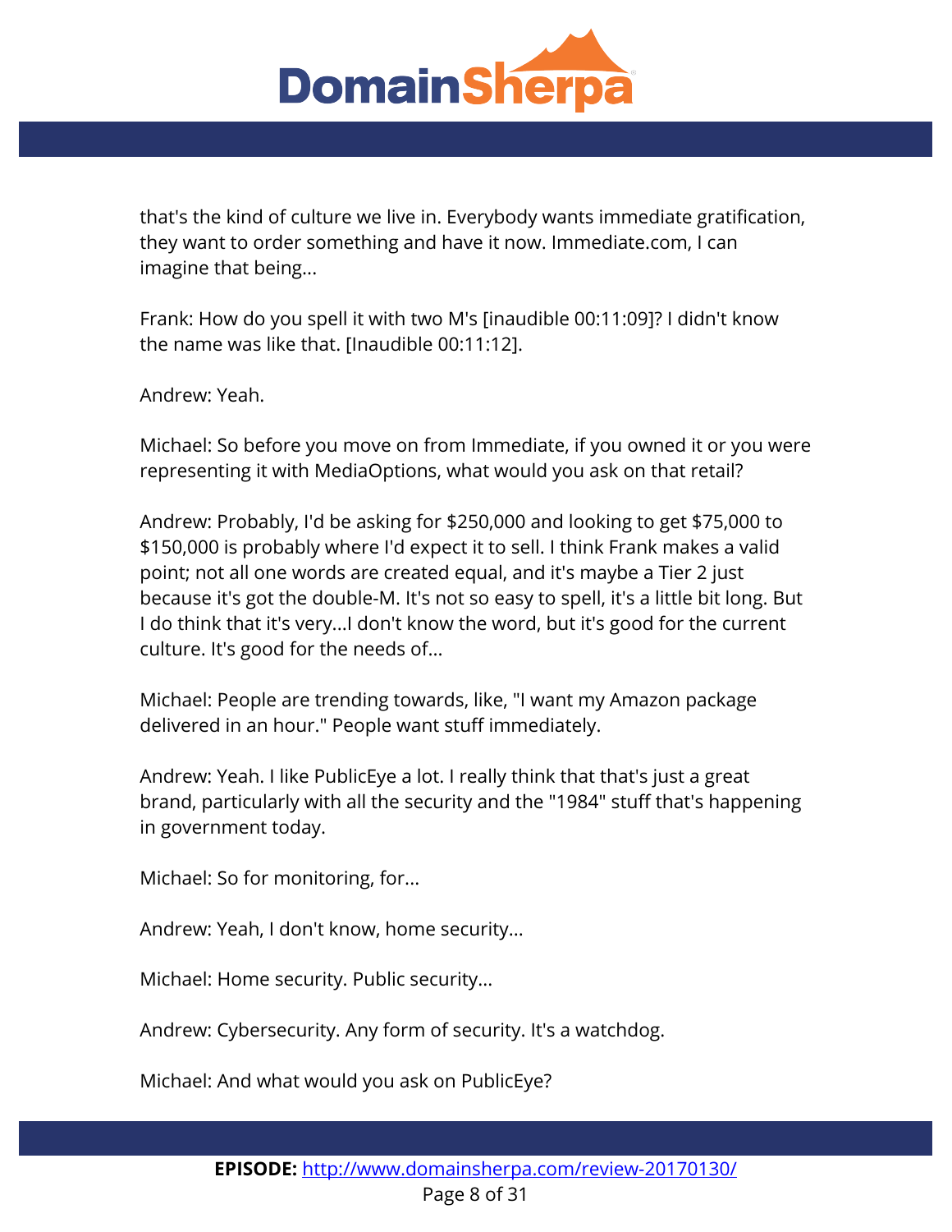that's the kind of culture we live in. Everybody wants immediate gratification, they want to order something and have it now. Immediate.com, I can imagine that being...

Frank: How do you spell it with two M's [inaudible 00:11:09]? I didn't know the name was like that. [Inaudible 00:11:12].

Andrew: Yeah.

Michael: So before you move on from Immediate, if you owned it or you were representing it with MediaOptions, what would you ask on that retail?

Andrew: Probably, I'd be asking for $250,000 and looking to get $75,000 to $150,000 is probably where I'd expect it to sell. I think Frank makes a valid point; not all one words are created equal, and it's maybe a Tier 2 just because it's got the double-M. It's not so easy to spell, it's a little bit long. But I do think that it's very...I don't know the word, but it's good for the current culture. It's good for the needs of...

Michael: People are trending towards, like, "I want my Amazon package delivered in an hour." People want stuff immediately.

Andrew: Yeah. I like PublicEye a lot. I really think that that's just a great brand, particularly with all the security and the "1984" stuff that's happening in government today.

Michael: So for monitoring, for...

Andrew: Yeah, I don't know, home security...

Michael: Home security. Public security...

Andrew: Cybersecurity. Any form of security. It's a watchdog.

Michael: And what would you ask on PublicEye?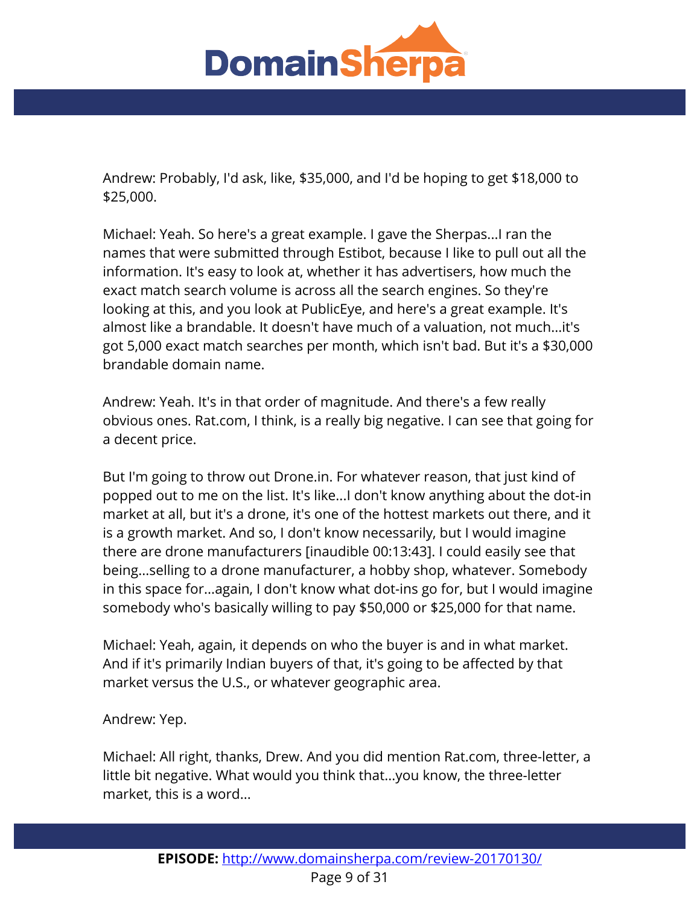Andrew: Probably, I'd ask, like, $35,000, and I'd be hoping to get $18,000 to $25,000.

Michael: Yeah. So here's a great example. I gave the Sherpas...I ran the names that were submitted through Estibot, because I like to pull out all the information. It's easy to look at, whether it has advertisers, how much the exact match search volume is across all the search engines. So they're looking at this, and you look at PublicEye, and here's a great example. It's almost like a brandable. It doesn't have much of a valuation, not much...it's got 5,000 exact match searches per month, which isn't bad. But it's a $30,000 brandable domain name.

Andrew: Yeah. It's in that order of magnitude. And there's a few really obvious ones. Rat.com, I think, is a really big negative. I can see that going for a decent price.

But I'm going to throw out Drone.in. For whatever reason, that just kind of popped out to me on the list. It's like...I don't know anything about the dot-in market at all, but it's a drone, it's one of the hottest markets out there, and it is a growth market. And so, I don't know necessarily, but I would imagine there are drone manufacturers [inaudible 00:13:43]. I could easily see that being...selling to a drone manufacturer, a hobby shop, whatever. Somebody in this space for...again, I don't know what dot-ins go for, but I would imagine somebody who's basically willing to pay $50,000 or $25,000 for that name.

Michael: Yeah, again, it depends on who the buyer is and in what market. And if it's primarily Indian buyers of that, it's going to be affected by that market versus the U.S., or whatever geographic area.

Andrew: Yep.

Michael: All right, thanks, Drew. And you did mention Rat.com, three-letter, a little bit negative. What would you think that...you know, the three-letter market, this is a word...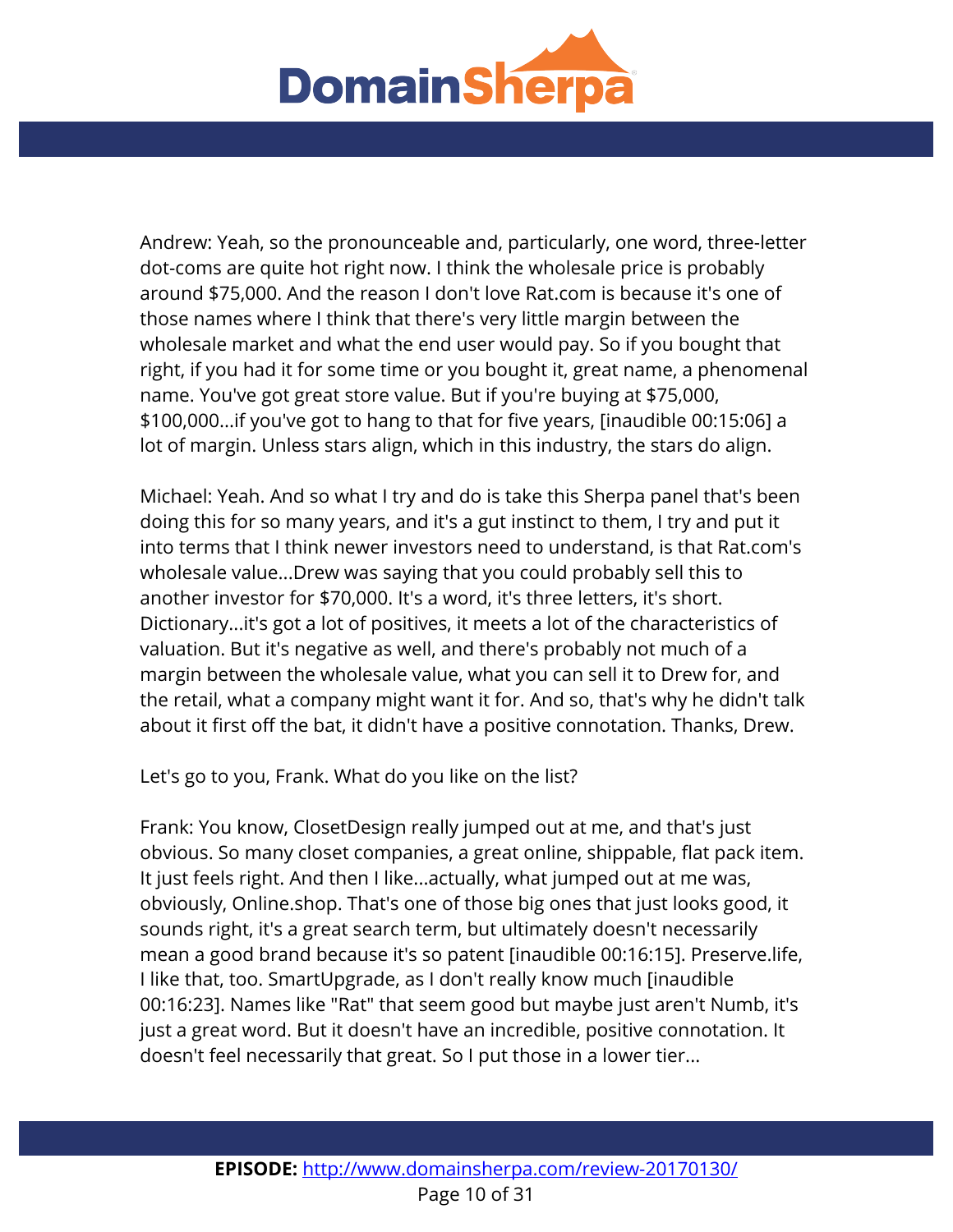Andrew: Yeah, so the pronounceable and, particularly, one word, three-letter dot-coms are quite hot right now. I think the wholesale price is probably around $75,000. And the reason I don't love Rat.com is because it's one of those names where I think that there's very little margin between the wholesale market and what the end user would pay. So if you bought that right, if you had it for some time or you bought it, great name, a phenomenal name. You've got great store value. But if you're buying at $75,000, $100,000...if you've got to hang to that for five years, [inaudible 00:15:06] a lot of margin. Unless stars align, which in this industry, the stars do align.

Michael: Yeah. And so what I try and do is take this Sherpa panel that's been doing this for so many years, and it's a gut instinct to them, I try and put it into terms that I think newer investors need to understand, is that Rat.com's wholesale value...Drew was saying that you could probably sell this to another investor for $70,000. It's a word, it's three letters, it's short. Dictionary...it's got a lot of positives, it meets a lot of the characteristics of valuation. But it's negative as well, and there's probably not much of a margin between the wholesale value, what you can sell it to Drew for, and the retail, what a company might want it for. And so, that's why he didn't talk about it first off the bat, it didn't have a positive connotation. Thanks, Drew.

Let's go to you, Frank. What do you like on the list?

Frank: You know, ClosetDesign really jumped out at me, and that's just obvious. So many closet companies, a great online, shippable, flat pack item. It just feels right. And then I like...actually, what jumped out at me was, obviously, Online.shop. That's one of those big ones that just looks good, it sounds right, it's a great search term, but ultimately doesn't necessarily mean a good brand because it's so patent [inaudible 00:16:15]. Preserve.life, I like that, too. SmartUpgrade, as I don't really know much [inaudible 00:16:23]. Names like "Rat" that seem good but maybe just aren't Numb, it's just a great word. But it doesn't have an incredible, positive connotation. It doesn't feel necessarily that great. So I put those in a lower tier...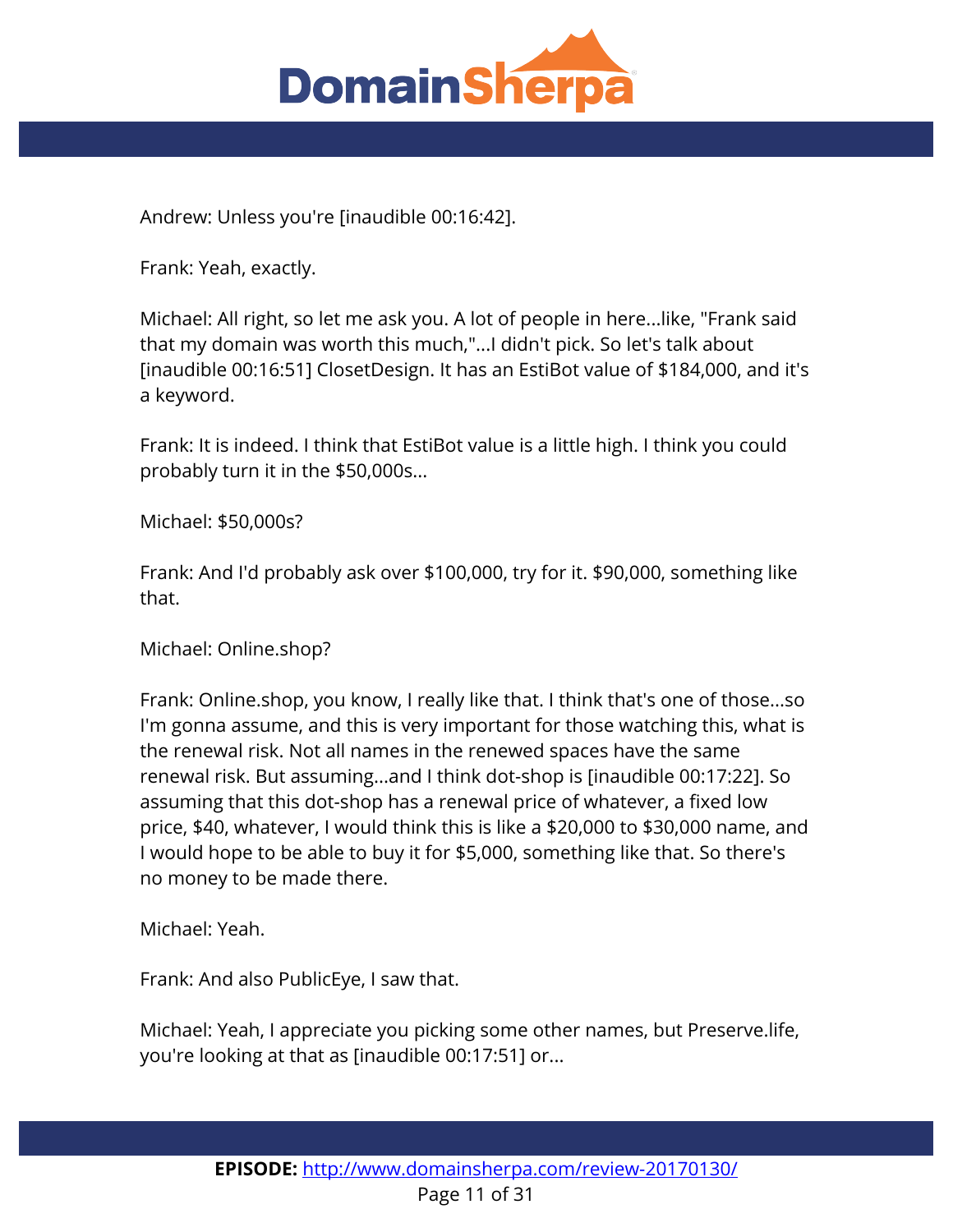Andrew: Unless you're [inaudible 00:16:42].

Frank: Yeah, exactly.

Michael: All right, so let me ask you. A lot of people in here...like, "Frank said that my domain was worth this much,"...I didn't pick. So let's talk about [inaudible 00:16:51] ClosetDesign. It has an EstiBot value of $184,000, and it's a keyword.

Frank: It is indeed. I think that EstiBot value is a little high. I think you could probably turn it in the $50,000s...

Michael: $50,000s?

Frank: And I'd probably ask over $100,000, try for it. $90,000, something like that.

Michael: Online.shop?

Frank: Online.shop, you know, I really like that. I think that's one of those...so I'm gonna assume, and this is very important for those watching this, what is the renewal risk. Not all names in the renewed spaces have the same renewal risk. But assuming...and I think dot-shop is [inaudible 00:17:22]. So assuming that this dot-shop has a renewal price of whatever, a fixed low price, $40, whatever, I would think this is like a $20,000 to $30,000 name, and I would hope to be able to buy it for $5,000, something like that. So there's no money to be made there.

Michael: Yeah.

Frank: And also PublicEye, I saw that.

Michael: Yeah, I appreciate you picking some other names, but Preserve.life, you're looking at that as [inaudible 00:17:51] or...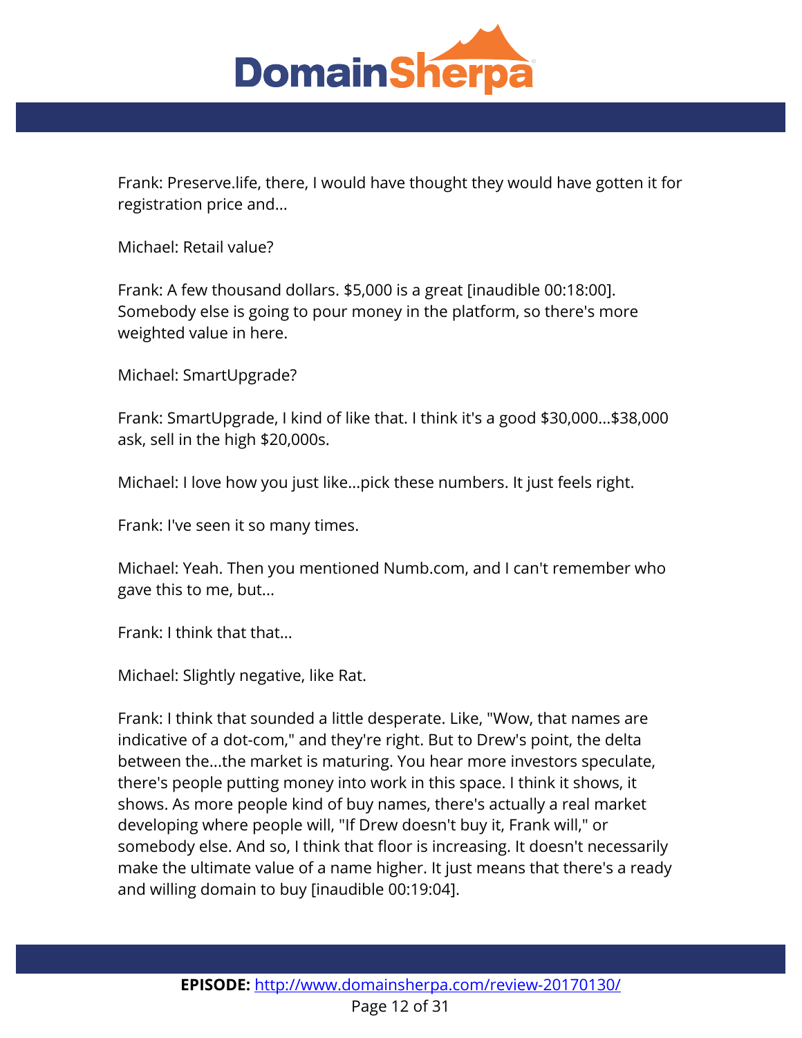Frank: Preserve.life, there, I would have thought they would have gotten it for registration price and...

Michael: Retail value?

Frank: A few thousand dollars. $5,000 is a great [inaudible 00:18:00]. Somebody else is going to pour money in the platform, so there's more weighted value in here.

Michael: SmartUpgrade?

Frank: SmartUpgrade, I kind of like that. I think it's a good $30,000...$38,000 ask, sell in the high $20,000s.

Michael: I love how you just like...pick these numbers. It just feels right.

Frank: I've seen it so many times.

Michael: Yeah. Then you mentioned Numb.com, and I can't remember who gave this to me, but...

Frank: I think that that...

Michael: Slightly negative, like Rat.

Frank: I think that sounded a little desperate. Like, "Wow, that names are indicative of a dot-com," and they're right. But to Drew's point, the delta between the...the market is maturing. You hear more investors speculate, there's people putting money into work in this space. I think it shows, it shows. As more people kind of buy names, there's actually a real market developing where people will, "If Drew doesn't buy it, Frank will," or somebody else. And so, I think that floor is increasing. It doesn't necessarily make the ultimate value of a name higher. It just means that there's a ready and willing domain to buy [inaudible 00:19:04].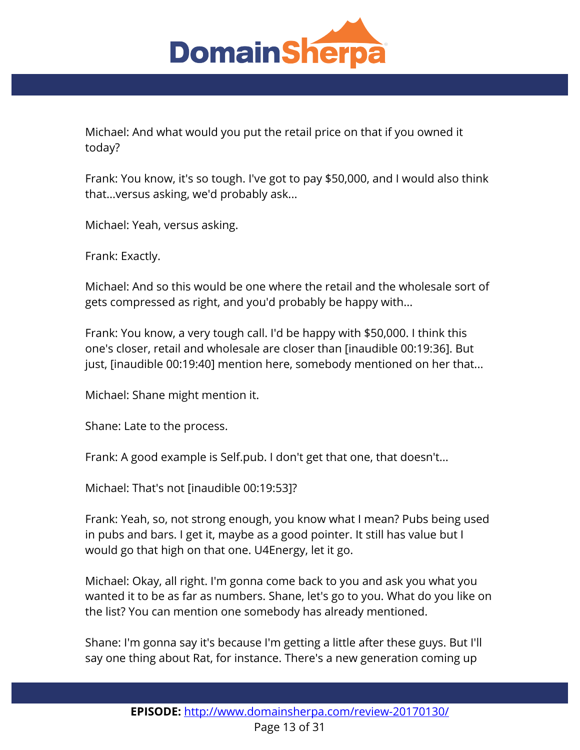Michael: And what would you put the retail price on that if you owned it today?

Frank: You know, it's so tough. I've got to pay $50,000, and I would also think that...versus asking, we'd probably ask...

Michael: Yeah, versus asking.

Frank: Exactly.

Michael: And so this would be one where the retail and the wholesale sort of gets compressed as right, and you'd probably be happy with...

Frank: You know, a very tough call. I'd be happy with $50,000. I think this one's closer, retail and wholesale are closer than [inaudible 00:19:36]. But just, [inaudible 00:19:40] mention here, somebody mentioned on her that...

Michael: Shane might mention it.

Shane: Late to the process.

Frank: A good example is Self.pub. I don't get that one, that doesn't...

Michael: That's not [inaudible 00:19:53]?

Frank: Yeah, so, not strong enough, you know what I mean? Pubs being used in pubs and bars. I get it, maybe as a good pointer. It still has value but I would go that high on that one. U4Energy, let it go.

Michael: Okay, all right. I'm gonna come back to you and ask you what you wanted it to be as far as numbers. Shane, let's go to you. What do you like on the list? You can mention one somebody has already mentioned.

Shane: I'm gonna say it's because I'm getting a little after these guys. But I'll say one thing about Rat, for instance. There's a new generation coming up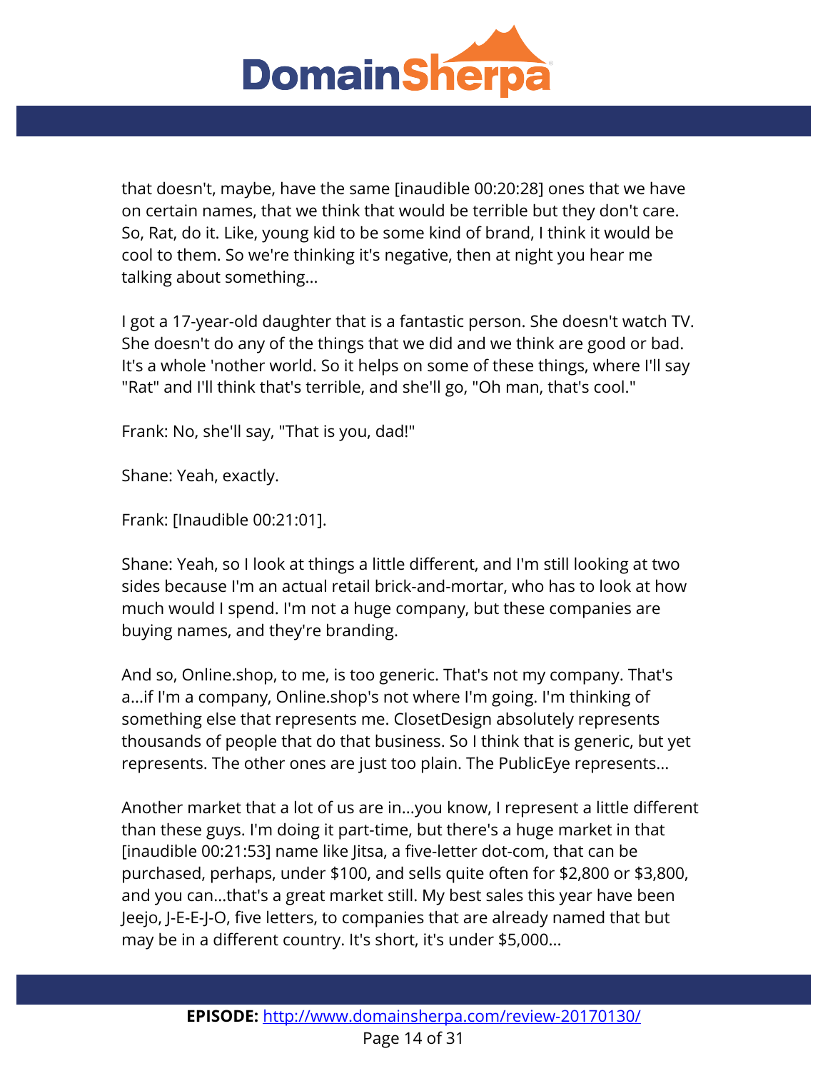that doesn't, maybe, have the same [inaudible 00:20:28] ones that we have on certain names, that we think that would be terrible but they don't care. So, Rat, do it. Like, young kid to be some kind of brand, I think it would be cool to them. So we're thinking it's negative, then at night you hear me talking about something...

I got a 17-year-old daughter that is a fantastic person. She doesn't watch TV. She doesn't do any of the things that we did and we think are good or bad. It's a whole 'nother world. So it helps on some of these things, where I'll say "Rat" and I'll think that's terrible, and she'll go, "Oh man, that's cool."

Frank: No, she'll say, "That is you, dad!"

Shane: Yeah, exactly.

Frank: [Inaudible 00:21:01].

Shane: Yeah, so I look at things a little different, and I'm still looking at two sides because I'm an actual retail brick-and-mortar, who has to look at how much would I spend. I'm not a huge company, but these companies are buying names, and they're branding.

And so, Online.shop, to me, is too generic. That's not my company. That's a...if I'm a company, Online.shop's not where I'm going. I'm thinking of something else that represents me. ClosetDesign absolutely represents thousands of people that do that business. So I think that is generic, but yet represents. The other ones are just too plain. The PublicEye represents...

Another market that a lot of us are in...you know, I represent a little different than these guys. I'm doing it part-time, but there's a huge market in that [inaudible 00:21:53] name like Jitsa, a five-letter dot-com, that can be purchased, perhaps, under $100, and sells quite often for $2,800 or $3,800, and you can...that's a great market still. My best sales this year have been Jeejo, J-E-E-J-O, five letters, to companies that are already named that but may be in a different country. It's short, it's under $5,000...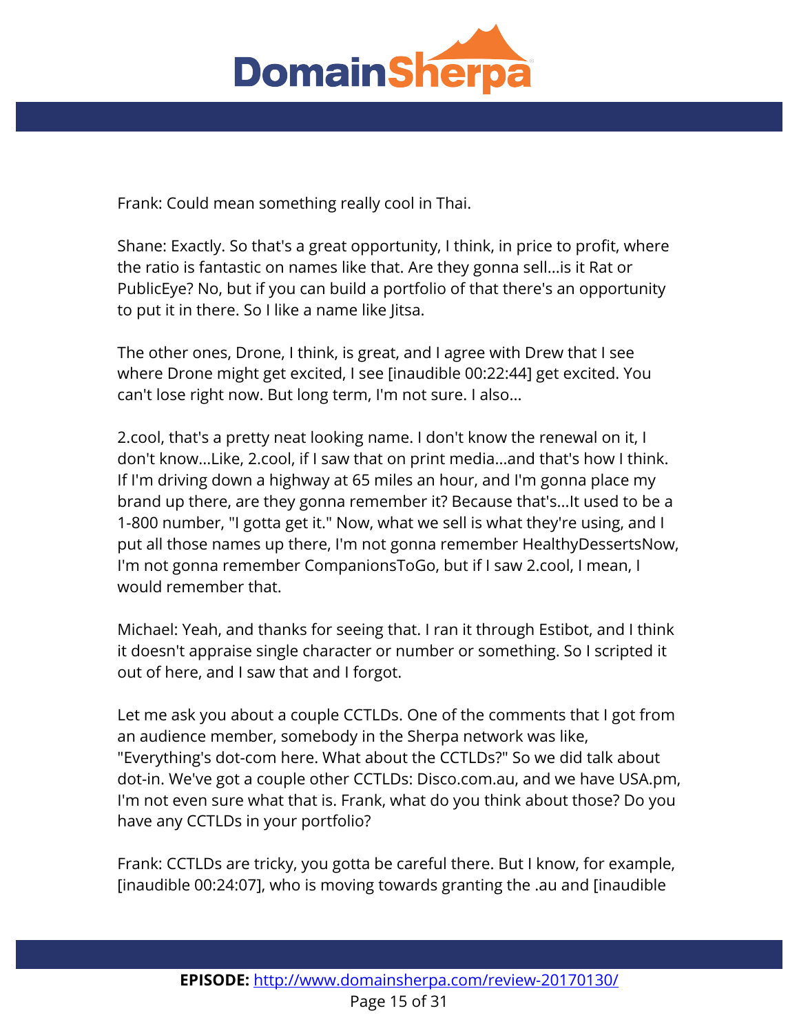Frank: Could mean something really cool in Thai.

Shane: Exactly. So that's a great opportunity, I think, in price to profit, where the ratio is fantastic on names like that. Are they gonna sell...is it Rat or PublicEye? No, but if you can build a portfolio of that there's an opportunity to put it in there. So I like a name like Jitsa.

The other ones, Drone, I think, is great, and I agree with Drew that I see where Drone might get excited, I see [inaudible 00:22:44] get excited. You can't lose right now. But long term, I'm not sure. I also...

2.cool, that's a pretty neat looking name. I don't know the renewal on it, I don't know...Like, 2.cool, if I saw that on print media...and that's how I think. If I'm driving down a highway at 65 miles an hour, and I'm gonna place my brand up there, are they gonna remember it? Because that's...It used to be a 1-800 number, "I gotta get it." Now, what we sell is what they're using, and I put all those names up there, I'm not gonna remember HealthyDessertsNow, I'm not gonna remember CompanionsToGo, but if I saw 2.cool, I mean, I would remember that.

Michael: Yeah, and thanks for seeing that. I ran it through Estibot, and I think it doesn't appraise single character or number or something. So I scripted it out of here, and I saw that and I forgot.

Let me ask you about a couple CCTLDs. One of the comments that I got from an audience member, somebody in the Sherpa network was like, "Everything's dot-com here. What about the CCTLDs?" So we did talk about dot-in. We've got a couple other CCTLDs: Disco.com.au, and we have USA.pm, I'm not even sure what that is. Frank, what do you think about those? Do you have any CCTLDs in your portfolio?

Frank: CCTLDs are tricky, you gotta be careful there. But I know, for example, [inaudible 00:24:07], who is moving towards granting the .au and [inaudible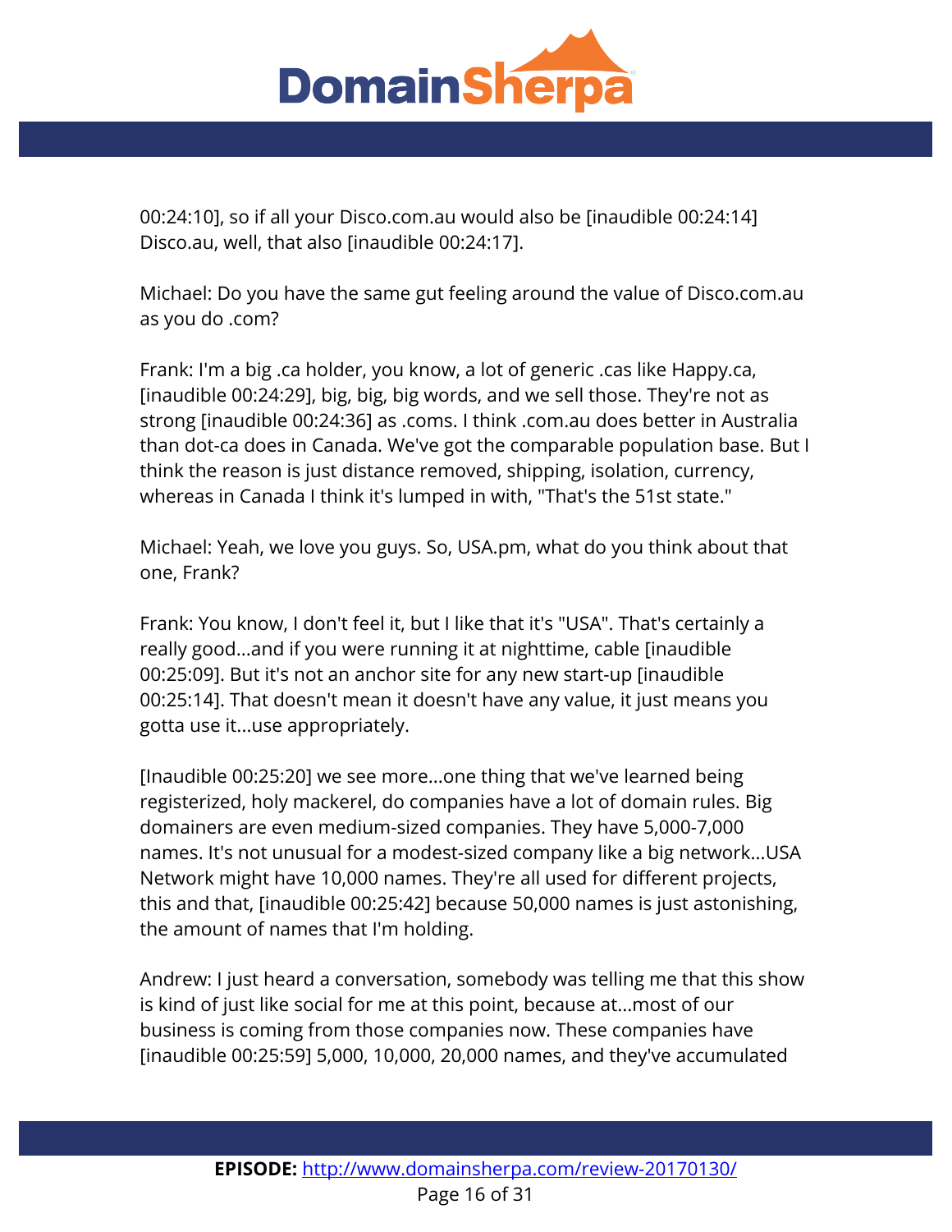00:24:10], so if all your Disco.com.au would also be [inaudible 00:24:14] Disco.au, well, that also [inaudible 00:24:17].

Michael: Do you have the same gut feeling around the value of Disco.com.au as you do .com?

Frank: I'm a big .ca holder, you know, a lot of generic .cas like Happy.ca, [inaudible 00:24:29], big, big, big words, and we sell those. They're not as strong [inaudible 00:24:36] as .coms. I think .com.au does better in Australia than dot-ca does in Canada. We've got the comparable population base. But I think the reason is just distance removed, shipping, isolation, currency, whereas in Canada I think it's lumped in with, "That's the 51st state."

Michael: Yeah, we love you guys. So, USA.pm, what do you think about that one, Frank?

Frank: You know, I don't feel it, but I like that it's "USA". That's certainly a really good...and if you were running it at nighttime, cable [inaudible 00:25:09]. But it's not an anchor site for any new start-up [inaudible 00:25:14]. That doesn't mean it doesn't have any value, it just means you gotta use it...use appropriately.

[Inaudible 00:25:20] we see more...one thing that we've learned being registerized, holy mackerel, do companies have a lot of domain rules. Big domainers are even medium-sized companies. They have 5,000-7,000 names. It's not unusual for a modest-sized company like a big network...USA Network might have 10,000 names. They're all used for different projects, this and that, [inaudible 00:25:42] because 50,000 names is just astonishing, the amount of names that I'm holding.

Andrew: I just heard a conversation, somebody was telling me that this show is kind of just like social for me at this point, because at...most of our business is coming from those companies now. These companies have [inaudible 00:25:59] 5,000, 10,000, 20,000 names, and they've accumulated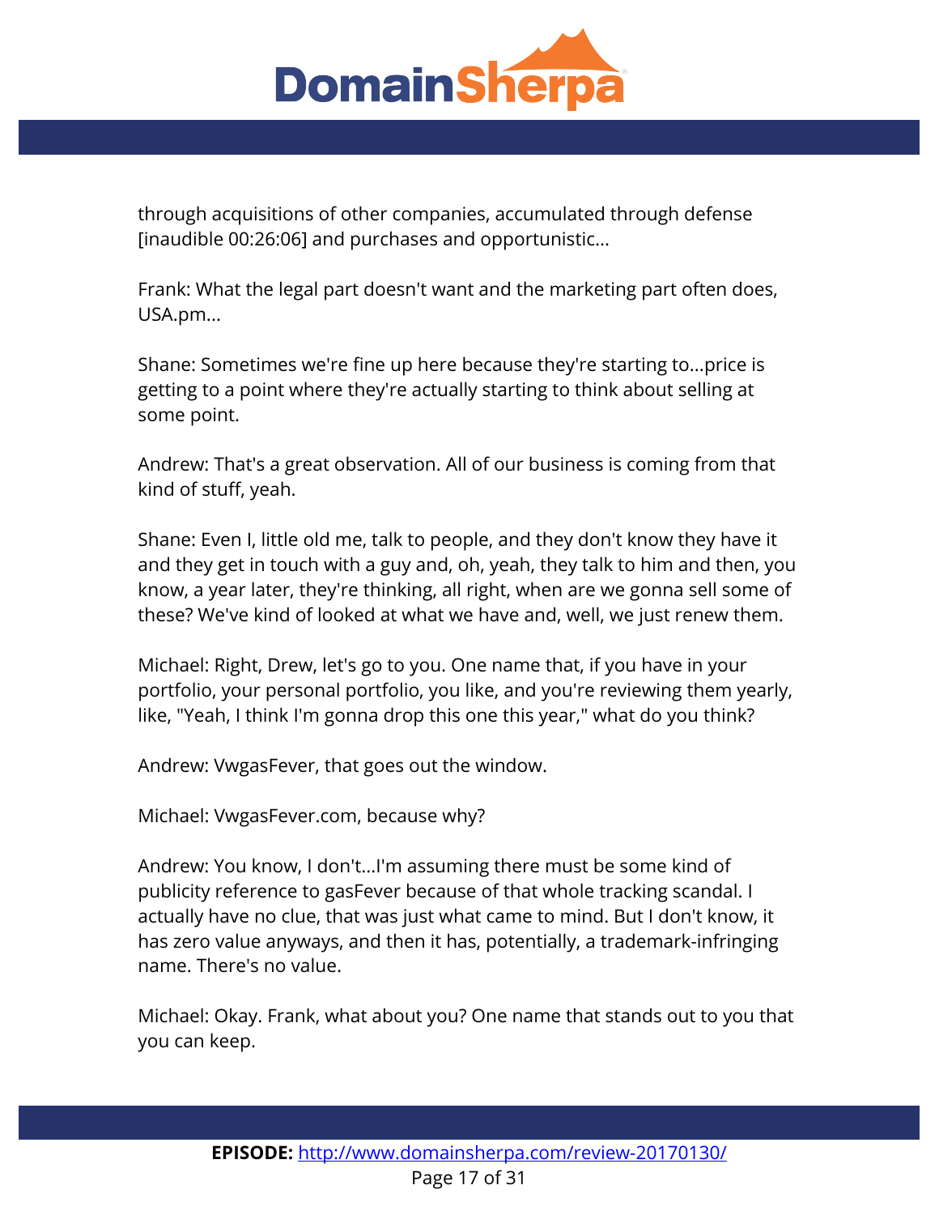through acquisitions of other companies, accumulated through defense [inaudible 00:26:06] and purchases and opportunistic...

Frank: What the legal part doesn't want and the marketing part often does, USA.pm...

Shane: Sometimes we're fine up here because they're starting to...price is getting to a point where they're actually starting to think about selling at some point.

Andrew: That's a great observation. All of our business is coming from that kind of stuff, yeah.

Shane: Even I, little old me, talk to people, and they don't know they have it and they get in touch with a guy and, oh, yeah, they talk to him and then, you know, a year later, they're thinking, all right, when are we gonna sell some of these? We've kind of looked at what we have and, well, we just renew them.

Michael: Right, Drew, let's go to you. One name that, if you have in your portfolio, your personal portfolio, you like, and you're reviewing them yearly, like, "Yeah, I think I'm gonna drop this one this year," what do you think?

Andrew: VwgasFever, that goes out the window.

Michael: VwgasFever.com, because why?

Andrew: You know, I don't...I'm assuming there must be some kind of publicity reference to gasFever because of that whole tracking scandal. I actually have no clue, that was just what came to mind. But I don't know, it has zero value anyways, and then it has, potentially, a trademark-infringing name. There's no value.

Michael: Okay. Frank, what about you? One name that stands out to you that you can keep.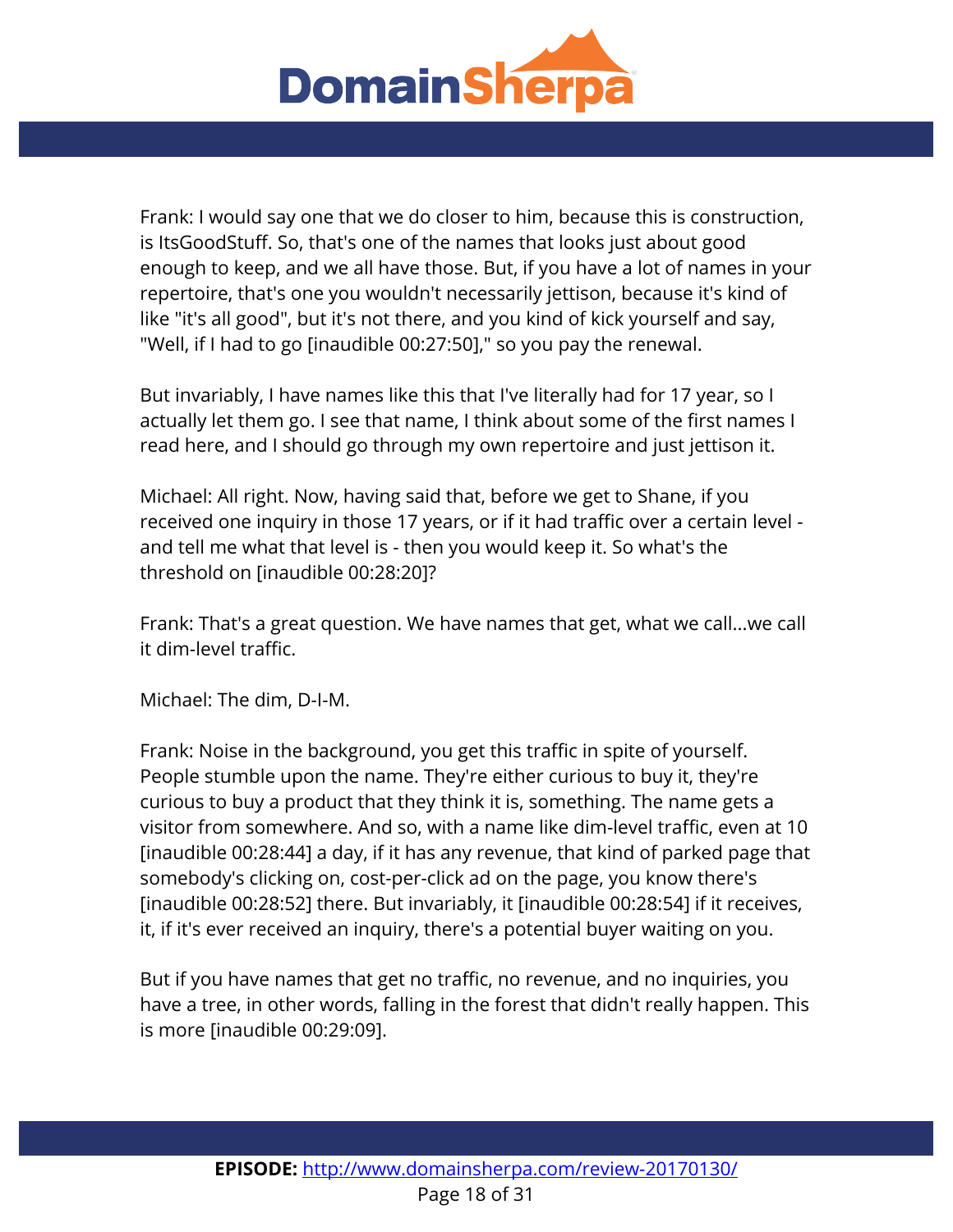Frank: I would say one that we do closer to him, because this is construction, is ItsGoodStuff. So, that's one of the names that looks just about good enough to keep, and we all have those. But, if you have a lot of names in your repertoire, that's one you wouldn't necessarily jettison, because it's kind of like "it's all good", but it's not there, and you kind of kick yourself and say, "Well, if I had to go [inaudible 00:27:50]," so you pay the renewal.

But invariably, I have names like this that I've literally had for 17 year, so I actually let them go. I see that name, I think about some of the first names I read here, and I should go through my own repertoire and just jettison it.

Michael: All right. Now, having said that, before we get to Shane, if you received one inquiry in those 17 years, or if it had traffic over a certain level - and tell me what that level is - then you would keep it. So what's the threshold on [inaudible 00:28:20]?

Frank: That's a great question. We have names that get, what we call...we call it dim-level traffic.

Michael: The dim, D-I-M.

Frank: Noise in the background, you get this traffic in spite of yourself. People stumble upon the name. They're either curious to buy it, they're curious to buy a product that they think it is, something. The name gets a visitor from somewhere. And so, with a name like dim-level traffic, even at 10 [inaudible 00:28:44] a day, if it has any revenue, that kind of parked page that somebody's clicking on, cost-per-click ad on the page, you know there's [inaudible 00:28:52] there. But invariably, it [inaudible 00:28:54] if it receives, it, if it's ever received an inquiry, there's a potential buyer waiting on you.

But if you have names that get no traffic, no revenue, and no inquiries, you have a tree, in other words, falling in the forest that didn't really happen. This is more [inaudible 00:29:09].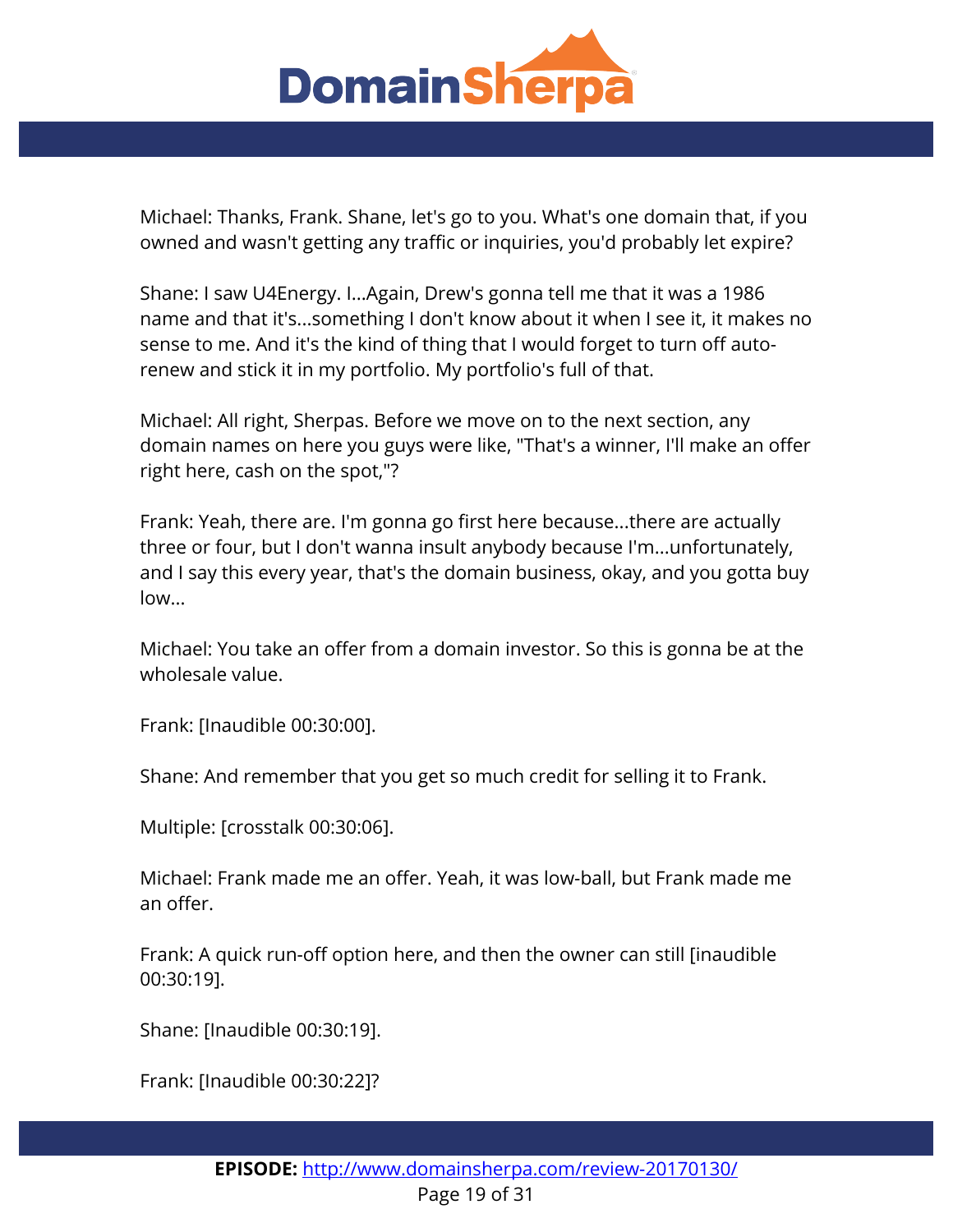Michael: Thanks, Frank. Shane, let's go to you. What's one domain that, if you owned and wasn't getting any traffic or inquiries, you'd probably let expire?

Shane: I saw U4Energy. I...Again, Drew's gonna tell me that it was a 1986 name and that it's...something I don't know about it when I see it, it makes no sense to me. And it's the kind of thing that I would forget to turn off auto-renew and stick it in my portfolio. My portfolio's full of that.

Michael: All right, Sherpas. Before we move on to the next section, any domain names on here you guys were like, "That's a winner, I'll make an offer right here, cash on the spot,"?

Frank: Yeah, there are. I'm gonna go first here because...there are actually three or four, but I don't wanna insult anybody because I'm...unfortunately, and I say this every year, that's the domain business, okay, and you gotta buy low...

Michael: You take an offer from a domain investor. So this is gonna be at the wholesale value.

Frank: [Inaudible 00:30:00].

Shane: And remember that you get so much credit for selling it to Frank.

Multiple: [crosstalk 00:30:06].

Michael: Frank made me an offer. Yeah, it was low-ball, but Frank made me an offer.

Frank: A quick run-off option here, and then the owner can still [inaudible 00:30:19].

Shane: [Inaudible 00:30:19].

Frank: [Inaudible 00:30:22]?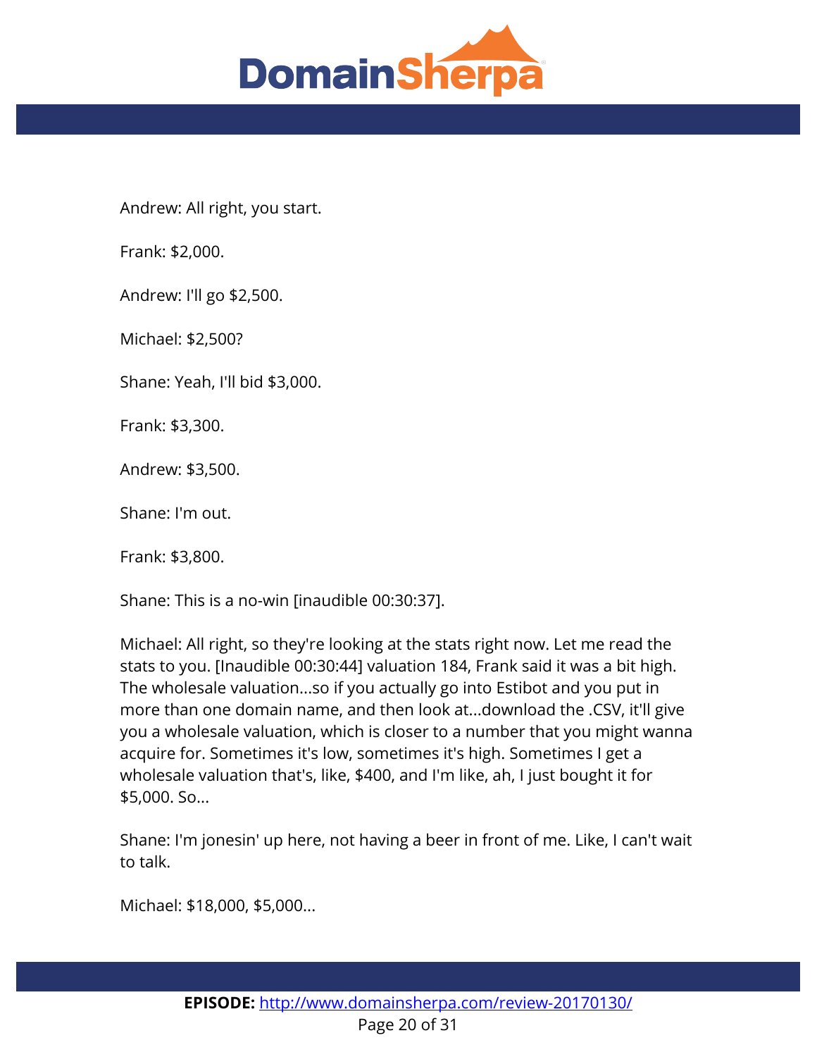Andrew: All right, you start.

Frank: $2,000.

Andrew: I'll go $2,500.

Michael: $2,500?

Shane: Yeah, I'll bid $3,000.

Frank: $3,300.

Andrew: $3,500.

Shane: I'm out.

Frank: $3,800.

Shane: This is a no-win [inaudible 00:30:37].

Michael: All right, so they're looking at the stats right now. Let me read the stats to you. [Inaudible 00:30:44] valuation 184, Frank said it was a bit high. The wholesale valuation...so if you actually go into Estibot and you put in more than one domain name, and then look at...download the .CSV, it'll give you a wholesale valuation, which is closer to a number that you might wanna acquire for. Sometimes it's low, sometimes it's high. Sometimes I get a wholesale valuation that's, like, $400, and I'm like, ah, I just bought it for $5,000. So...

Shane: I'm jonesin' up here, not having a beer in front of me. Like, I can't wait to talk.

Michael: $18,000, $5,000...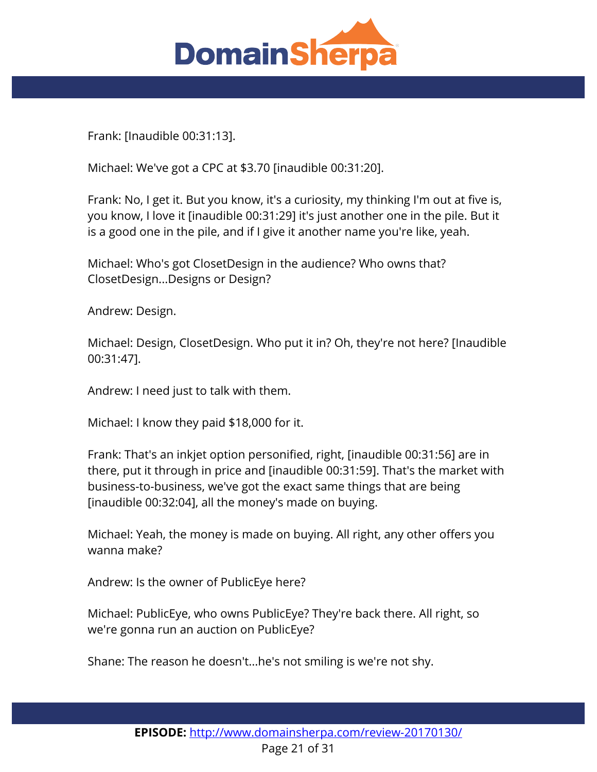Frank: [Inaudible 00:31:13].

Michael: We've got a CPC at $3.70 [inaudible 00:31:20].

Frank: No, I get it. But you know, it's a curiosity, my thinking I'm out at five is, you know, I love it [inaudible 00:31:29] it's just another one in the pile. But it is a good one in the pile, and if I give it another name you're like, yeah.

Michael: Who's got ClosetDesign in the audience? Who owns that? ClosetDesign...Designs or Design?

Andrew: Design.

Michael: Design, ClosetDesign. Who put it in? Oh, they're not here? [Inaudible 00:31:47].

Andrew: I need just to talk with them.

Michael: I know they paid $18,000 for it.

Frank: That's an inkjet option personified, right, [inaudible 00:31:56] are in there, put it through in price and [inaudible 00:31:59]. That's the market with business-to-business, we've got the exact same things that are being [inaudible 00:32:04], all the money's made on buying.

Michael: Yeah, the money is made on buying. All right, any other offers you wanna make?

Andrew: Is the owner of PublicEye here?

Michael: PublicEye, who owns PublicEye? They're back there. All right, so we're gonna run an auction on PublicEye?

Shane: The reason he doesn't...he's not smiling is we're not shy.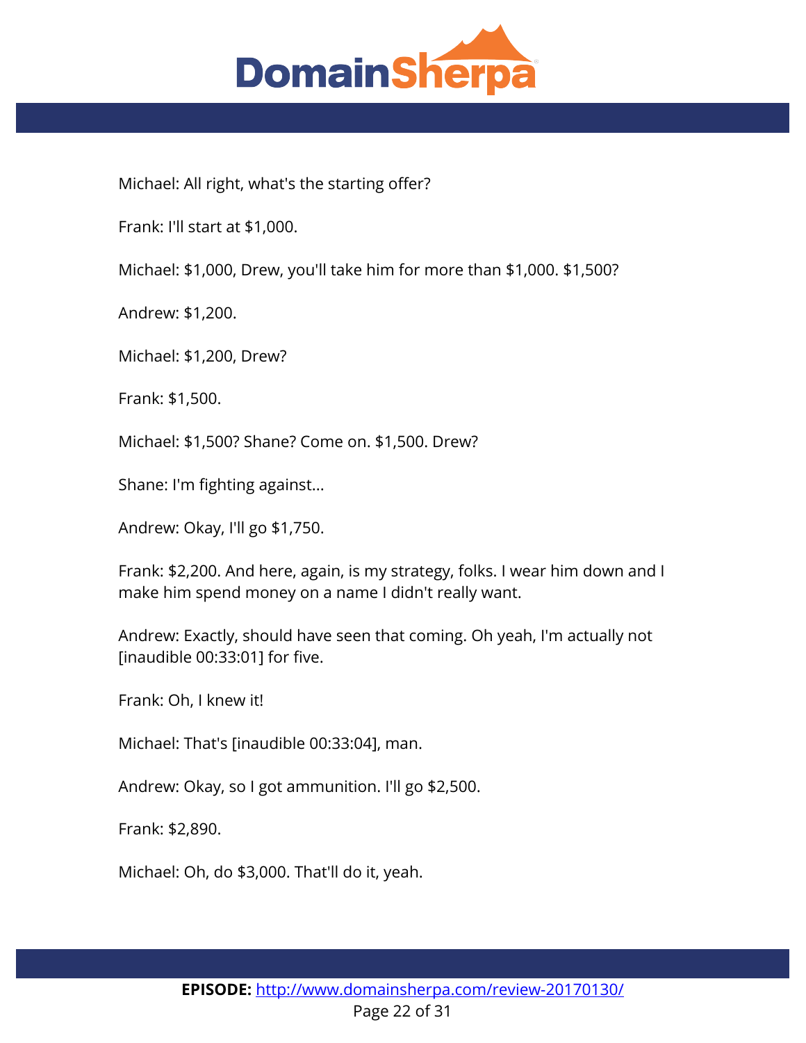Michael: All right, what's the starting offer?

Frank: I'll start at $1,000.

Michael: $1,000, Drew, you'll take him for more than $1,000. $1,500?

Andrew: $1,200.

Michael: $1,200, Drew?

Frank: $1,500.

Michael: $1,500? Shane? Come on. $1,500. Drew?

Shane: I'm fighting against...

Andrew: Okay, I'll go $1,750.

Frank: $2,200. And here, again, is my strategy, folks. I wear him down and I make him spend money on a name I didn't really want.

Andrew: Exactly, should have seen that coming. Oh yeah, I'm actually not [inaudible 00:33:01] for five.

Frank: Oh, I knew it!

Michael: That's [inaudible 00:33:04], man.

Andrew: Okay, so I got ammunition. I'll go $2,500.

Frank: $2,890.

Michael: Oh, do $3,000. That'll do it, yeah.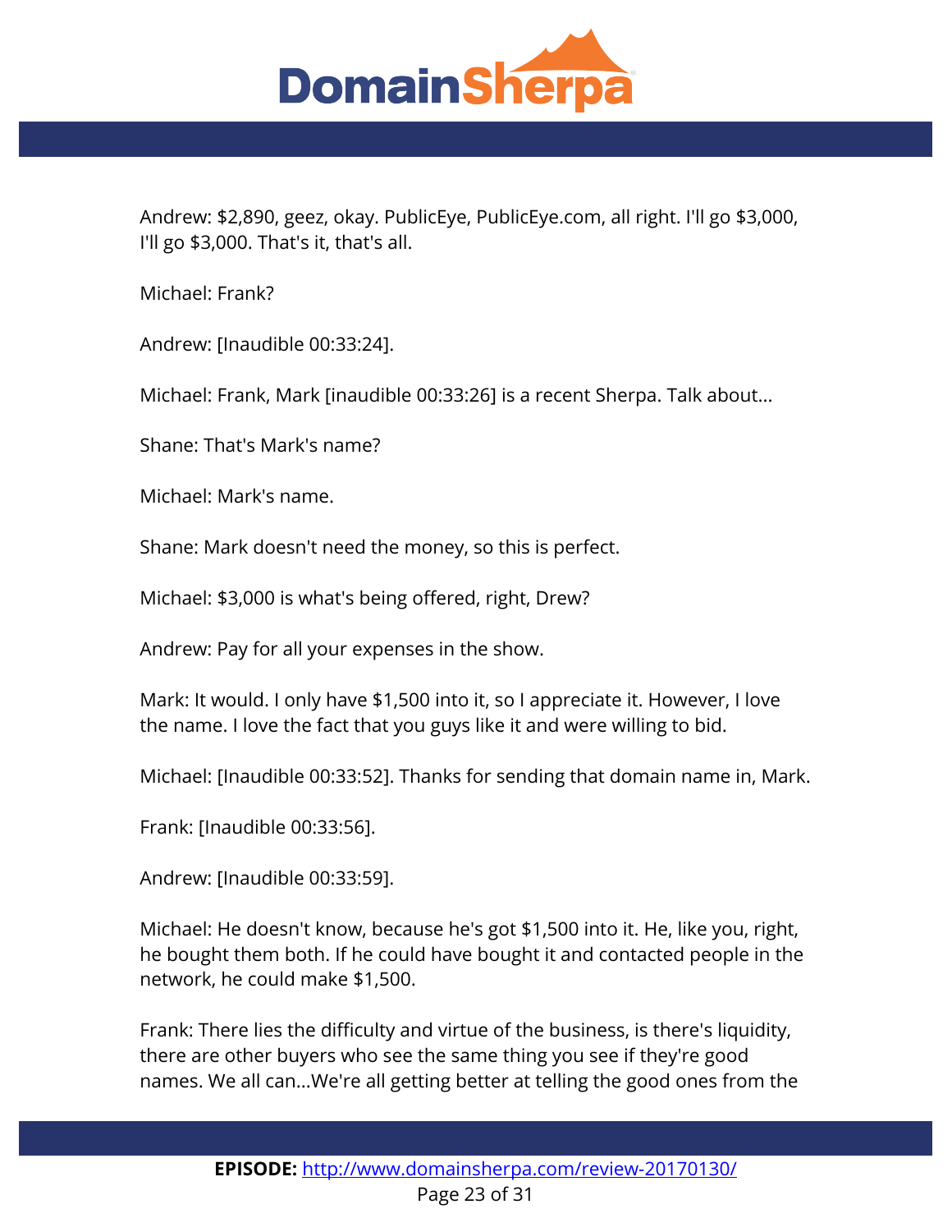Andrew: $2,890, geez, okay. PublicEye, PublicEye.com, all right. I'll go $3,000, I'll go $3,000. That's it, that's all.

Michael: Frank?

Andrew: [Inaudible 00:33:24].

Michael: Frank, Mark [inaudible 00:33:26] is a recent Sherpa. Talk about...

Shane: That's Mark's name?

Michael: Mark's name.

Shane: Mark doesn't need the money, so this is perfect.

Michael: $3,000 is what's being offered, right, Drew?

Andrew: Pay for all your expenses in the show.

Mark: It would. I only have $1,500 into it, so I appreciate it. However, I love the name. I love the fact that you guys like it and were willing to bid.

Michael: [Inaudible 00:33:52]. Thanks for sending that domain name in, Mark.

Frank: [Inaudible 00:33:56].

Andrew: [Inaudible 00:33:59].

Michael: He doesn't know, because he's got $1,500 into it. He, like you, right, he bought them both. If he could have bought it and contacted people in the network, he could make $1,500.

Frank: There lies the difficulty and virtue of the business, is there's liquidity, there are other buyers who see the same thing you see if they're good names. We all can...We're all getting better at telling the good ones from the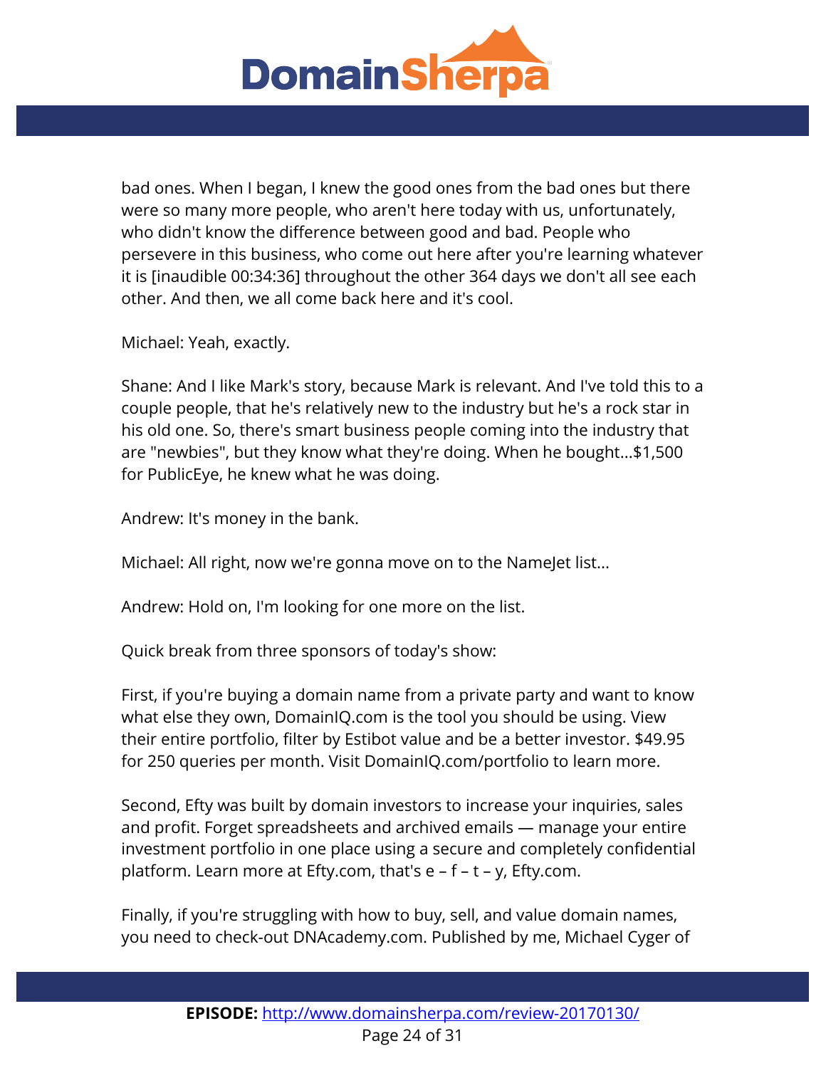bad ones. When I began, I knew the good ones from the bad ones but there were so many more people, who aren't here today with us, unfortunately, who didn't know the difference between good and bad. People who persevere in this business, who come out here after you're learning whatever it is [inaudible 00:34:36] throughout the other 364 days we don't all see each other. And then, we all come back here and it's cool.

Michael: Yeah, exactly.

Shane: And I like Mark's story, because Mark is relevant. And I've told this to a couple people, that he's relatively new to the industry but he's a rock star in his old one. So, there's smart business people coming into the industry that are "newbies", but they know what they're doing. When he bought...$1,500 for PublicEye, he knew what he was doing.

Andrew: It's money in the bank.

Michael: All right, now we're gonna move on to the NameJet list...

Andrew: Hold on, I'm looking for one more on the list.

Quick break from three sponsors of today's show:

First, if you're buying a domain name from a private party and want to know what else they own, DomainIQ.com is the tool you should be using. View their entire portfolio, filter by Estibot value and be a better investor. $49.95 for 250 queries per month. Visit DomainIQ.com/portfolio to learn more.

Second, Efty was built by domain investors to increase your inquiries, sales and profit. Forget spreadsheets and archived emails — manage your entire investment portfolio in one place using a secure and completely confidential platform. Learn more at Efty.com, that's e – f – t – y, Efty.com.

Finally, if you're struggling with how to buy, sell, and value domain names, you need to check-out DNAcademy.com. Published by me, Michael Cyger of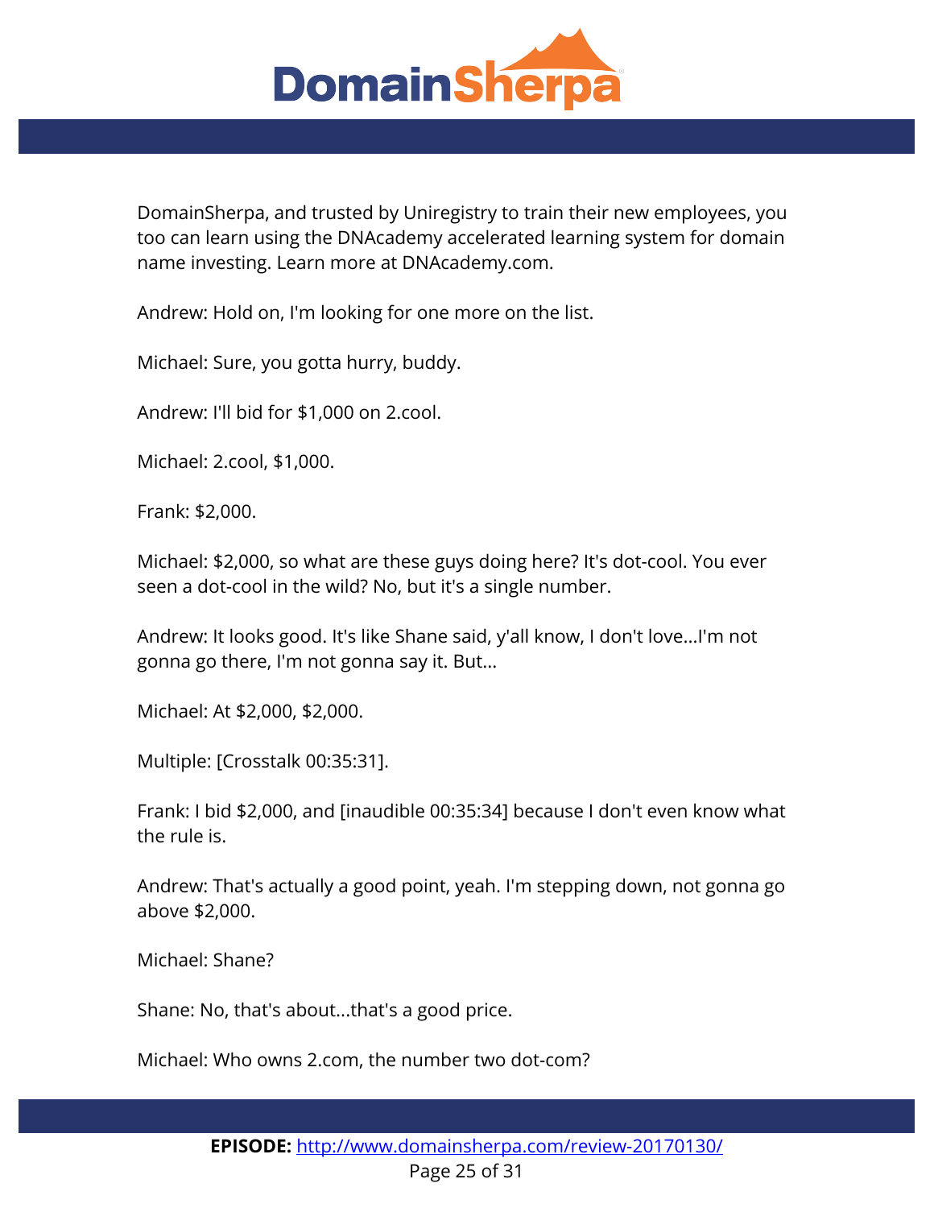DomainSherpa, and trusted by Uniregistry to train their new employees, you too can learn using the DNAcademy accelerated learning system for domain name investing. Learn more at DNAcademy.com.

Andrew: Hold on, I'm looking for one more on the list.

Michael: Sure, you gotta hurry, buddy.

Andrew: I'll bid for $1,000 on 2.cool.

Michael: 2.cool, $1,000.

Frank: $2,000.

Michael: $2,000, so what are these guys doing here? It's dot-cool. You ever seen a dot-cool in the wild? No, but it's a single number.

Andrew: It looks good. It's like Shane said, y'all know, I don't love...I'm not gonna go there, I'm not gonna say it. But...

Michael: At $2,000, $2,000.

Multiple: [Crosstalk 00:35:31].

Frank: I bid $2,000, and [inaudible 00:35:34] because I don't even know what the rule is.

Andrew: That's actually a good point, yeah. I'm stepping down, not gonna go above $2,000.

Michael: Shane?

Shane: No, that's about...that's a good price.

Michael: Who owns 2.com, the number two dot-com?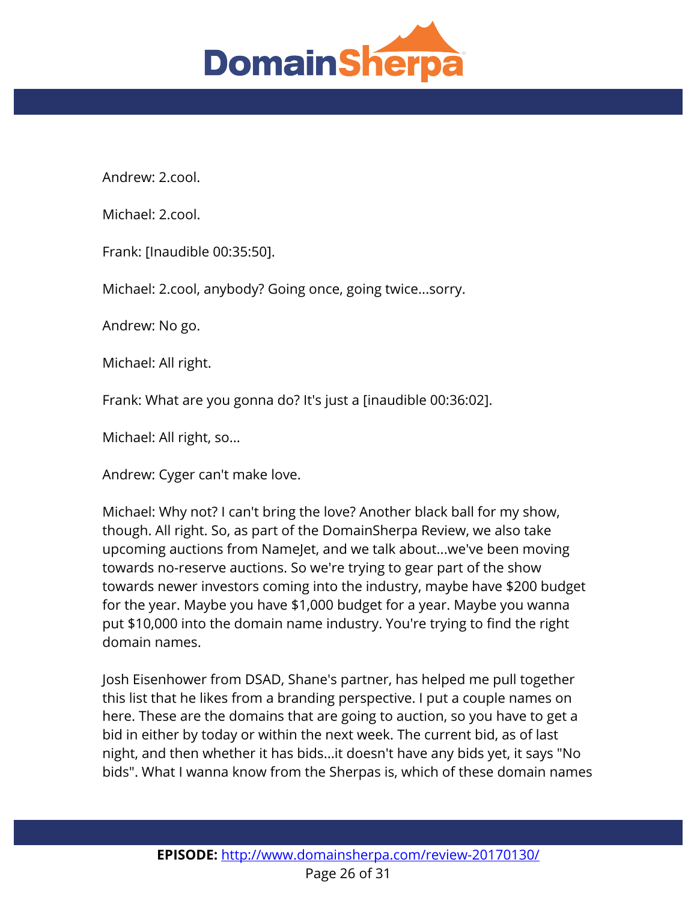Andrew: 2.cool.

Michael: 2.cool.

Frank: [Inaudible 00:35:50].

Michael: 2.cool, anybody? Going once, going twice...sorry.

Andrew: No go.

Michael: All right.

Frank: What are you gonna do? It's just a [inaudible 00:36:02].

Michael: All right, so...

Andrew: Cyger can't make love.

Michael: Why not? I can't bring the love? Another black ball for my show, though. All right. So, as part of the DomainSherpa Review, we also take upcoming auctions from NameJet, and we talk about...we've been moving towards no-reserve auctions. So we're trying to gear part of the show towards newer investors coming into the industry, maybe have $200 budget for the year. Maybe you have $1,000 budget for a year. Maybe you wanna put $10,000 into the domain name industry. You're trying to find the right domain names.

Josh Eisenhower from DSAD, Shane's partner, has helped me pull together this list that he likes from a branding perspective. I put a couple names on here. These are the domains that are going to auction, so you have to get a bid in either by today or within the next week. The current bid, as of last night, and then whether it has bids...it doesn't have any bids yet, it says "No bids". What I wanna know from the Sherpas is, which of these domain names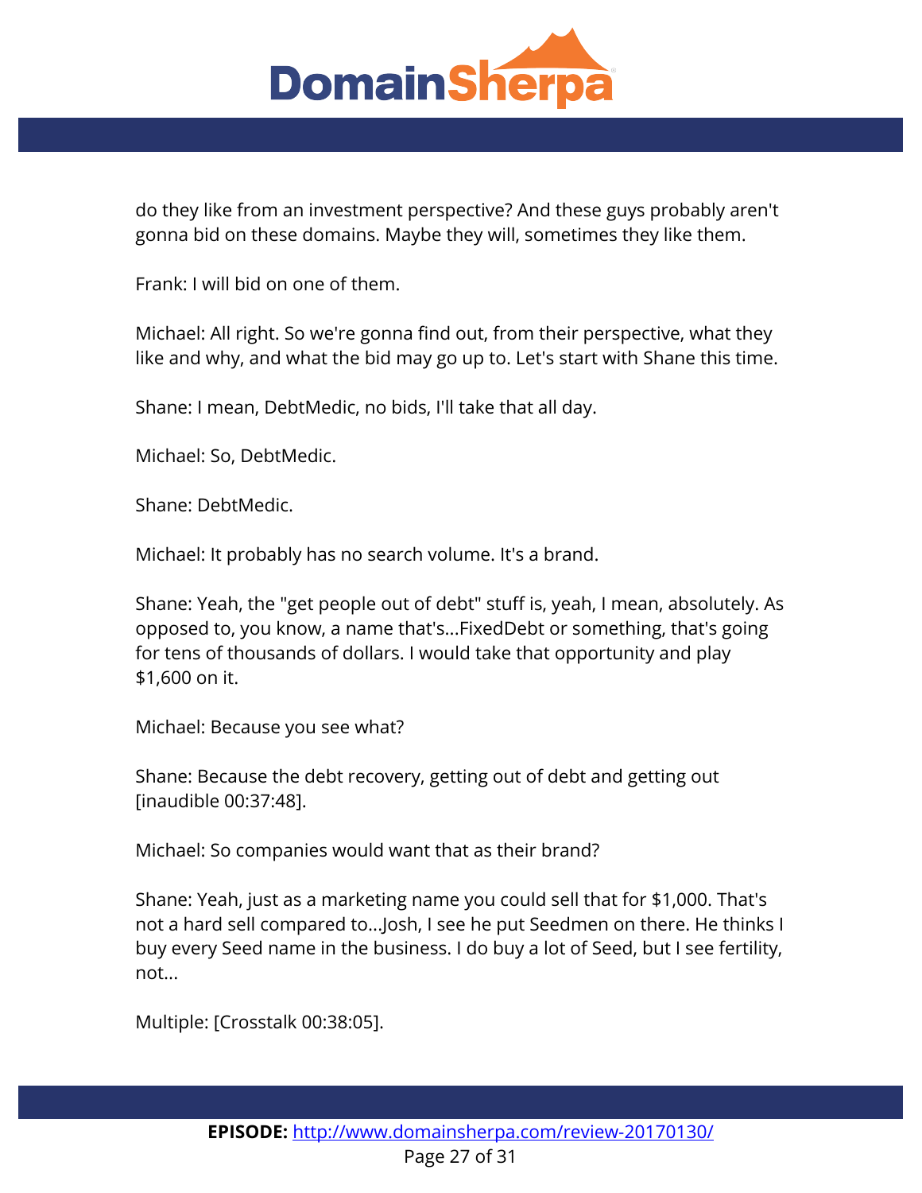do they like from an investment perspective? And these guys probably aren't gonna bid on these domains. Maybe they will, sometimes they like them.

Frank: I will bid on one of them.

Michael: All right. So we're gonna find out, from their perspective, what they like and why, and what the bid may go up to. Let's start with Shane this time.

Shane: I mean, DebtMedic, no bids, I'll take that all day.

Michael: So, DebtMedic.

Shane: DebtMedic.

Michael: It probably has no search volume. It's a brand.

Shane: Yeah, the "get people out of debt" stuff is, yeah, I mean, absolutely. As opposed to, you know, a name that's...FixedDebt or something, that's going for tens of thousands of dollars. I would take that opportunity and play $1,600 on it.

Michael: Because you see what?

Shane: Because the debt recovery, getting out of debt and getting out [inaudible 00:37:48].

Michael: So companies would want that as their brand?

Shane: Yeah, just as a marketing name you could sell that for $1,000. That's not a hard sell compared to...Josh, I see he put Seedmen on there. He thinks I buy every Seed name in the business. I do buy a lot of Seed, but I see fertility, not...

Multiple: [Crosstalk 00:38:05].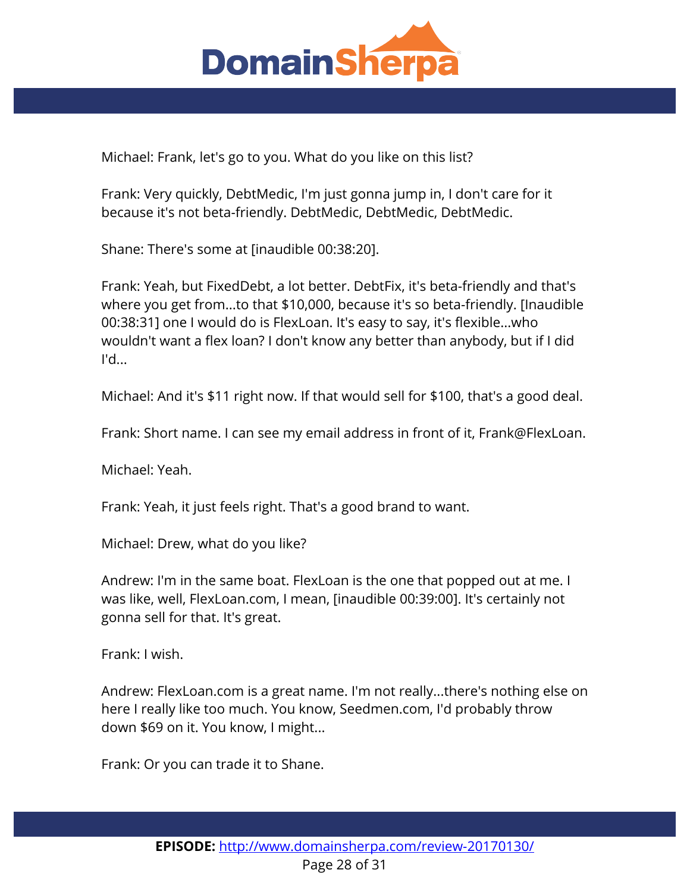Michael: Frank, let's go to you. What do you like on this list?

Frank: Very quickly, DebtMedic, I'm just gonna jump in, I don't care for it because it's not beta-friendly. DebtMedic, DebtMedic, DebtMedic.

Shane: There's some at [inaudible 00:38:20].

Frank: Yeah, but FixedDebt, a lot better. DebtFix, it's beta-friendly and that's where you get from...to that $10,000, because it's so beta-friendly. [Inaudible 00:38:31] one I would do is FlexLoan. It's easy to say, it's flexible...who wouldn't want a flex loan? I don't know any better than anybody, but if I did I'd...

Michael: And it's $11 right now. If that would sell for $100, that's a good deal.

Frank: Short name. I can see my email address in front of it, Frank@FlexLoan.

Michael: Yeah.

Frank: Yeah, it just feels right. That's a good brand to want.

Michael: Drew, what do you like?

Andrew: I'm in the same boat. FlexLoan is the one that popped out at me. I was like, well, FlexLoan.com, I mean, [inaudible 00:39:00]. It's certainly not gonna sell for that. It's great.

Frank: I wish.

Andrew: FlexLoan.com is a great name. I'm not really...there's nothing else on here I really like too much. You know, Seedmen.com, I'd probably throw down $69 on it. You know, I might...

Frank: Or you can trade it to Shane.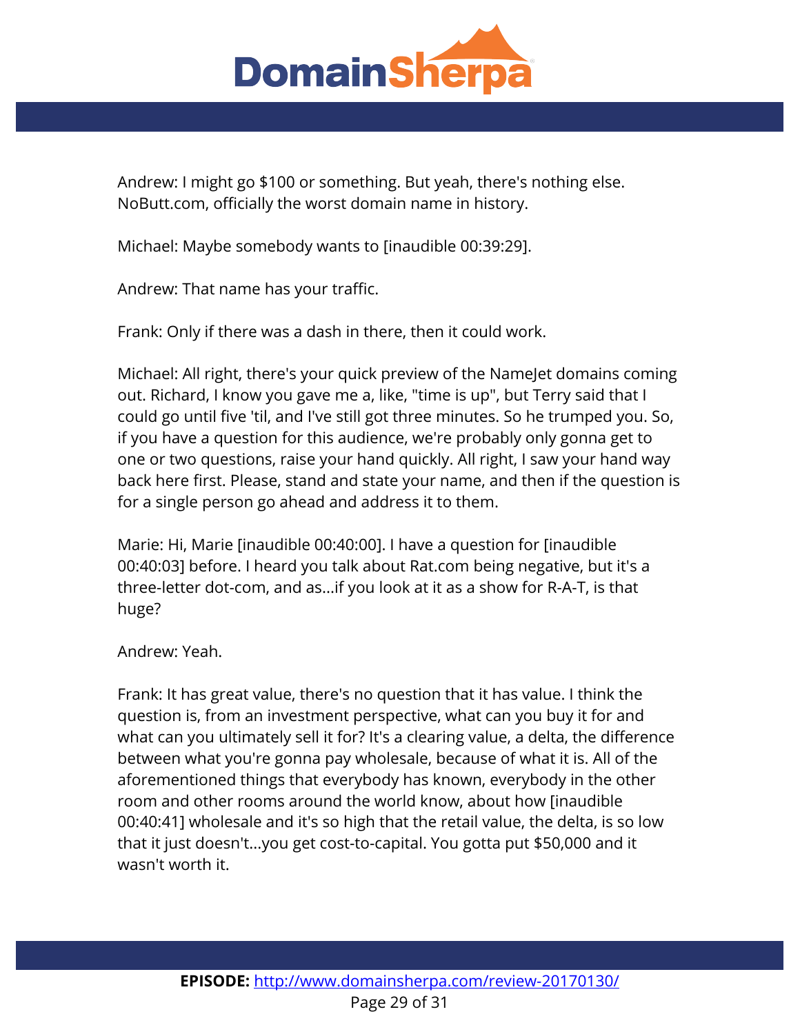Andrew: I might go $100 or something. But yeah, there's nothing else. NoButt.com, officially the worst domain name in history.

Michael: Maybe somebody wants to [inaudible 00:39:29].

Andrew: That name has your traffic.

Frank: Only if there was a dash in there, then it could work.

Michael: All right, there's your quick preview of the NameJet domains coming out. Richard, I know you gave me a, like, "time is up", but Terry said that I could go until five 'til, and I've still got three minutes. So he trumped you. So, if you have a question for this audience, we're probably only gonna get to one or two questions, raise your hand quickly. All right, I saw your hand way back here first. Please, stand and state your name, and then if the question is for a single person go ahead and address it to them.

Marie: Hi, Marie [inaudible 00:40:00]. I have a question for [inaudible 00:40:03] before. I heard you talk about Rat.com being negative, but it's a three-letter dot-com, and as...if you look at it as a show for R-A-T, is that huge?

Andrew: Yeah.

Frank: It has great value, there's no question that it has value. I think the question is, from an investment perspective, what can you buy it for and what can you ultimately sell it for? It's a clearing value, a delta, the difference between what you're gonna pay wholesale, because of what it is. All of the aforementioned things that everybody has known, everybody in the other room and other rooms around the world know, about how [inaudible 00:40:41] wholesale and it's so high that the retail value, the delta, is so low that it just doesn't...you get cost-to-capital. You gotta put $50,000 and it wasn't worth it.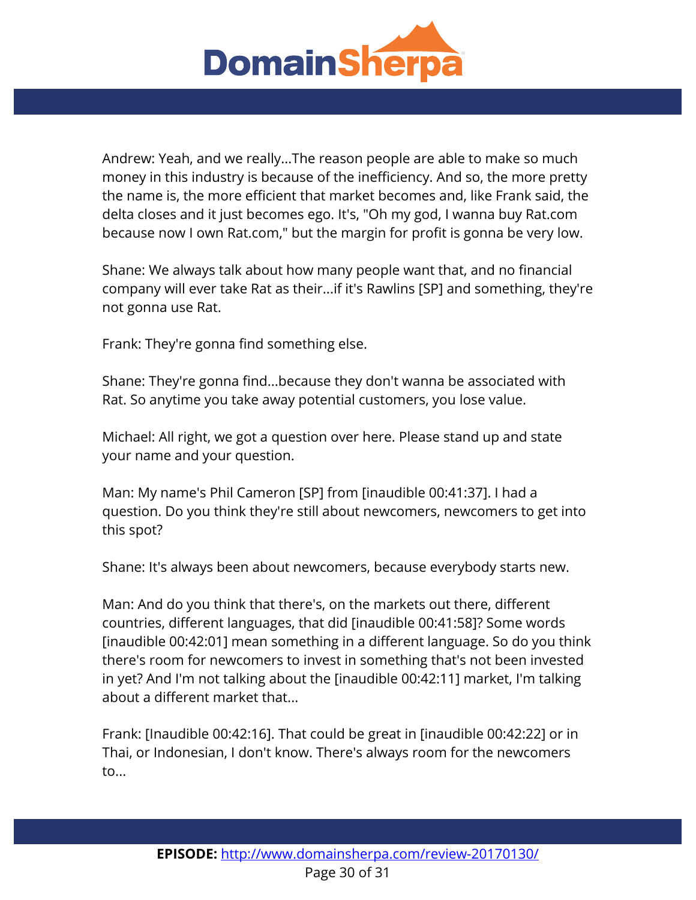Andrew: Yeah, and we really...The reason people are able to make so much money in this industry is because of the inefficiency. And so, the more pretty the name is, the more efficient that market becomes and, like Frank said, the delta closes and it just becomes ego. It's, "Oh my god, I wanna buy Rat.com because now I own Rat.com," but the margin for profit is gonna be very low.

Shane: We always talk about how many people want that, and no financial company will ever take Rat as their...if it's Rawlins [SP] and something, they're not gonna use Rat.

Frank: They're gonna find something else.

Shane: They're gonna find...because they don't wanna be associated with Rat. So anytime you take away potential customers, you lose value.

Michael: All right, we got a question over here. Please stand up and state your name and your question.

Man: My name's Phil Cameron [SP] from [inaudible 00:41:37]. I had a question. Do you think they're still about newcomers, newcomers to get into this spot?

Shane: It's always been about newcomers, because everybody starts new.

Man: And do you think that there's, on the markets out there, different countries, different languages, that did [inaudible 00:41:58]? Some words [inaudible 00:42:01] mean something in a different language. So do you think there's room for newcomers to invest in something that's not been invested in yet? And I'm not talking about the [inaudible 00:42:11] market, I'm talking about a different market that...

Frank: [Inaudible 00:42:16]. That could be great in [inaudible 00:42:22] or in Thai, or Indonesian, I don't know. There's always room for the newcomers to...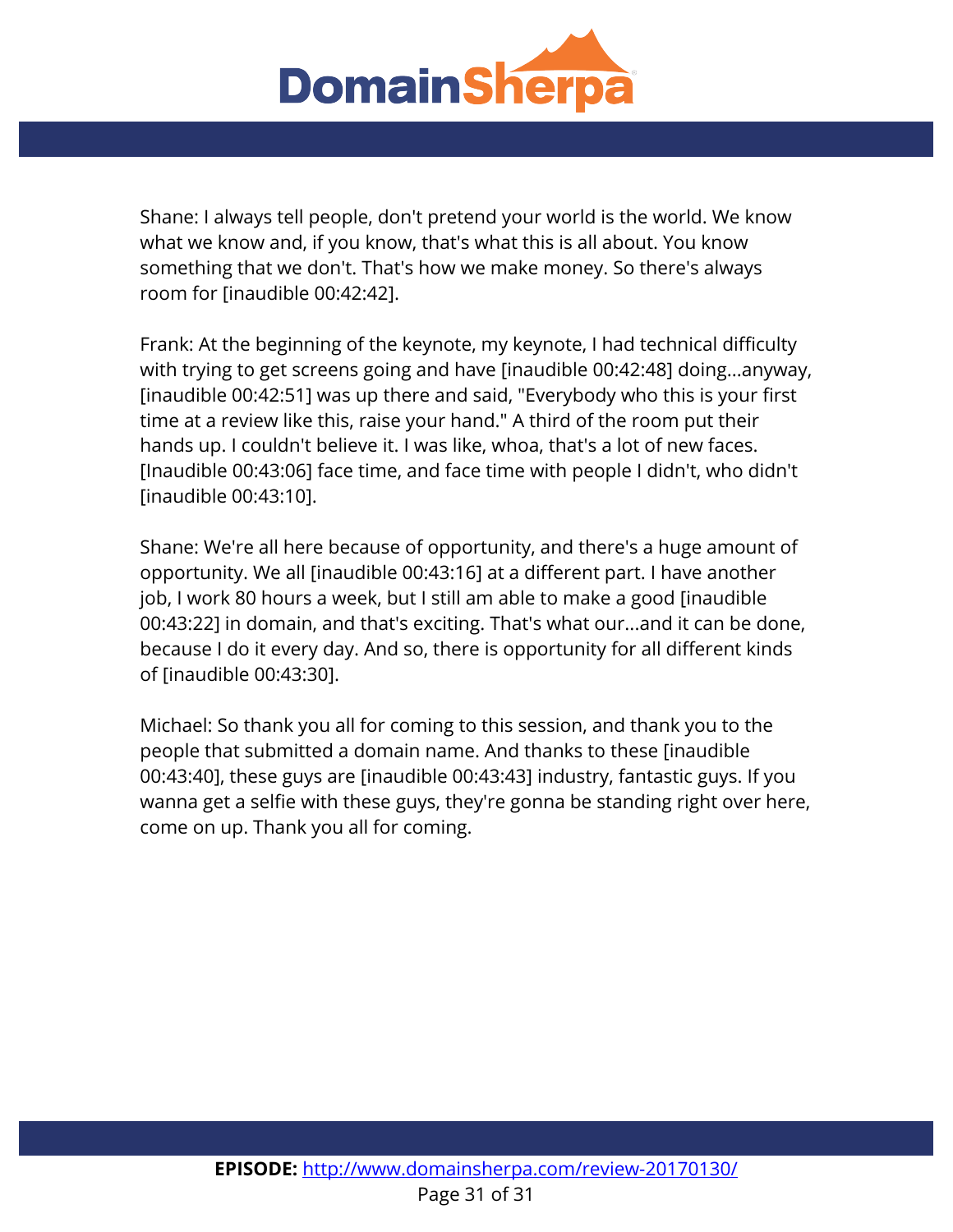Shane: I always tell people, don't pretend your world is the world. We know what we know and, if you know, that's what this is all about. You know something that we don't. That's how we make money. So there's always room for [inaudible 00:42:42].

Frank: At the beginning of the keynote, my keynote, I had technical difficulty with trying to get screens going and have [inaudible 00:42:48] doing...anyway, [inaudible 00:42:51] was up there and said, "Everybody who this is your first time at a review like this, raise your hand." A third of the room put their hands up. I couldn't believe it. I was like, whoa, that's a lot of new faces. [Inaudible 00:43:06] face time, and face time with people I didn't, who didn't [inaudible 00:43:10].

Shane: We're all here because of opportunity, and there's a huge amount of opportunity. We all [inaudible 00:43:16] at a different part. I have another job, I work 80 hours a week, but I still am able to make a good [inaudible 00:43:22] in domain, and that's exciting. That's what our...and it can be done, because I do it every day. And so, there is opportunity for all different kinds of [inaudible 00:43:30].

Michael: So thank you all for coming to this session, and thank you to the people that submitted a domain name. And thanks to these [inaudible 00:43:40], these guys are [inaudible 00:43:43] industry, fantastic guys. If you wanna get a selfie with these guys, they're gonna be standing right over here, come on up. Thank you all for coming.